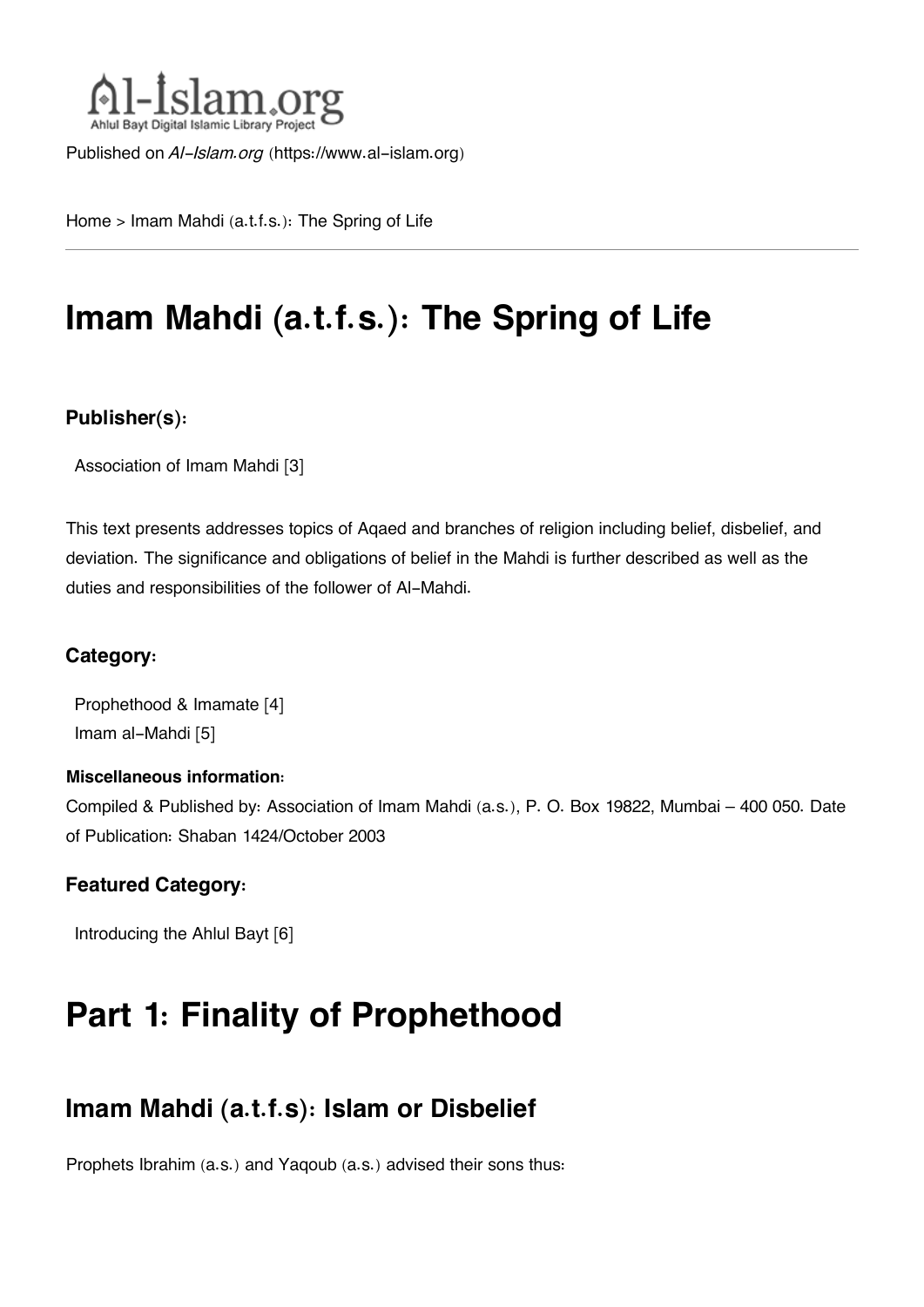Al-Islam.org

Ahlul Bayt Digital Islamic Library Project

Published on *Al-Islam.org* (https://www.al-islam.org)

Home > Imam Mahdi (a.t.f.s.): The Spring of Life

# Imam Mahdi (a.t.f.s.): The Spring of Life

### Publisher(s):

Association of Imam Mahdi [3]

This text presents addresses topics of Aqaed and branches of religion including belief, disbelief, and deviation. The significance and obligations of belief in the Mahdi is further described as well as the duties and responsibilities of the follower of Al-Mahdi.

### Category:

Prophethood & Imamate [4]
Imam al-Mahdi [5]

#### Miscellaneous information:

Compiled & Published by: Association of Imam Mahdi (a.s.), P. O. Box 19822, Mumbai – 400 050. Date of Publication: Shaban 1424/October 2003

### Featured Category:

Introducing the Ahlul Bayt [6]

# Part 1: Finality of Prophethood

## Imam Mahdi (a.t.f.s): Islam or Disbelief

Prophets Ibrahim (a.s.) and Yaqoub (a.s.) advised their sons thus: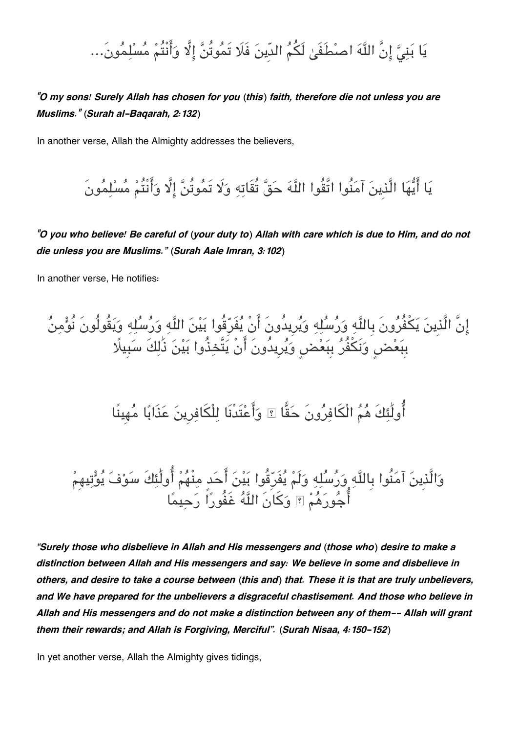يَا بَنِيَّ إِنَّ اللَّهَ اصْطَفَىٰ لَكُمُ الدِّينَ فَلَا تَمُوتُنَّ إِلَّا وَأَنْتُمْ مُسْلِمُونَ...

***"O my sons! Surely Allah has chosen for you (this) faith, therefore die not unless you are Muslims." (Surah al-Baqarah, 2:132)***

In another verse, Allah the Almighty addresses the believers,

يَا أَيُّهَا الَّذِينَ آمَنُوا اتَّقُوا اللَّهَ حَقَّ تُقَاتِهِ وَلَا تَمُوتُنَّ إِلَّا وَأَنْتُمْ مُسْلِمُونَ

***"O you who believe! Be careful of (your duty to) Allah with care which is due to Him, and do not die unless you are Muslims." (Surah Aale Imran, 3:102)***

In another verse, He notifies:

إِنَّ الَّذِينَ يَكْفُرُونَ بِاللَّهِ وَرُسُلِهِ وَيُرِيدُونَ أَنْ يُفَرِّقُوا بَيْنَ اللَّهِ وَرُسُلِهِ وَيَقُولُونَ نُؤْمِنُ بِبَعْضٍ وَنَكْفُرُ بِبَعْضٍ وَيُرِيدُونَ أَنْ يَتَّخِذُوا بَيْنَ ذَٰلِكَ سَبِيلًا

أُولَٰئِكَ هُمُ الْكَافِرُونَ حَقًّا ۚ وَأَعْتَدْنَا لِلْكَافِرِينَ عَذَابًا مُهِينًا

وَالَّذِينَ آمَنُوا بِاللَّهِ وَرُسُلِهِ وَلَمْ يُفَرِّقُوا بَيْنَ أَحَدٍ مِنْهُمْ أُولَٰئِكَ سَوْفَ يُؤْتِيهِمْ أُجُورَهُمْ ۗ وَكَانَ اللَّهُ غَفُورًا رَحِيمًا

***"Surely those who disbelieve in Allah and His messengers and (those who) desire to make a distinction between Allah and His messengers and say: We believe in some and disbelieve in others, and desire to take a course between (this and) that. These it is that are truly unbelievers, and We have prepared for the unbelievers a disgraceful chastisement. And those who believe in Allah and His messengers and do not make a distinction between any of them-- Allah will grant them their rewards; and Allah is Forgiving, Merciful". (Surah Nisaa, 4:150-152)***

In yet another verse, Allah the Almighty gives tidings,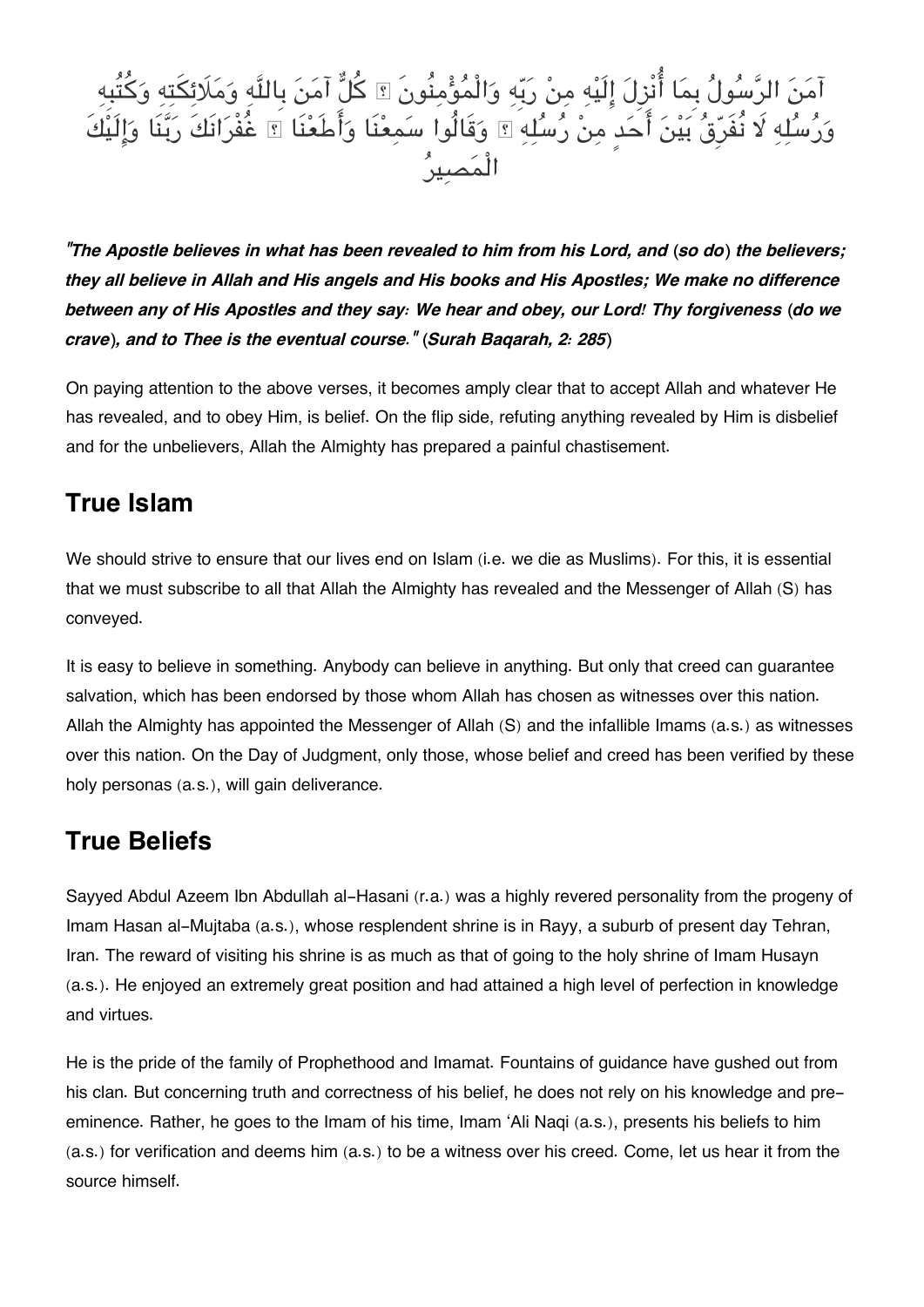آمَنَ الرَّسُولُ بِمَا أُنْزِلَ إِلَيْهِ مِنْ رَبِّهِ وَالْمُؤْمِنُونَ ۚ كُلٌّ آمَنَ بِاللَّهِ وَمَلَائِكَتِهِ وَكُتُبِهِ وَرُسُلِهِ لَا نُفَرِّقُ بَيْنَ أَحَدٍ مِنْ رُسُلِهِ ۚ وَقَالُوا سَمِعْنَا وَأَطَعْنَا ۖ غُفْرَانَكَ رَبَّنَا وَإِلَيْكَ الْمَصِيرُ

***"The Apostle believes in what has been revealed to him from his Lord, and (so do) the believers; they all believe in Allah and His angels and His books and His Apostles; We make no difference between any of His Apostles and they say: We hear and obey, our Lord! Thy forgiveness (do we crave), and to Thee is the eventual course." (Surah Baqarah, 2: 285)***

On paying attention to the above verses, it becomes amply clear that to accept Allah and whatever He has revealed, and to obey Him, is belief. On the flip side, refuting anything revealed by Him is disbelief and for the unbelievers, Allah the Almighty has prepared a painful chastisement.

## True Islam

We should strive to ensure that our lives end on Islam (i.e. we die as Muslims). For this, it is essential that we must subscribe to all that Allah the Almighty has revealed and the Messenger of Allah (S) has conveyed.

It is easy to believe in something. Anybody can believe in anything. But only that creed can guarantee salvation, which has been endorsed by those whom Allah has chosen as witnesses over this nation. Allah the Almighty has appointed the Messenger of Allah (S) and the infallible Imams (a.s.) as witnesses over this nation. On the Day of Judgment, only those, whose belief and creed has been verified by these holy personas (a.s.), will gain deliverance.

## True Beliefs

Sayyed Abdul Azeem Ibn Abdullah al-Hasani (r.a.) was a highly revered personality from the progeny of Imam Hasan al-Mujtaba (a.s.), whose resplendent shrine is in Rayy, a suburb of present day Tehran, Iran. The reward of visiting his shrine is as much as that of going to the holy shrine of Imam Husayn (a.s.). He enjoyed an extremely great position and had attained a high level of perfection in knowledge and virtues.

He is the pride of the family of Prophethood and Imamat. Fountains of guidance have gushed out from his clan. But concerning truth and correctness of his belief, he does not rely on his knowledge and pre-eminence. Rather, he goes to the Imam of his time, Imam 'Ali Naqi (a.s.), presents his beliefs to him (a.s.) for verification and deems him (a.s.) to be a witness over his creed. Come, let us hear it from the source himself.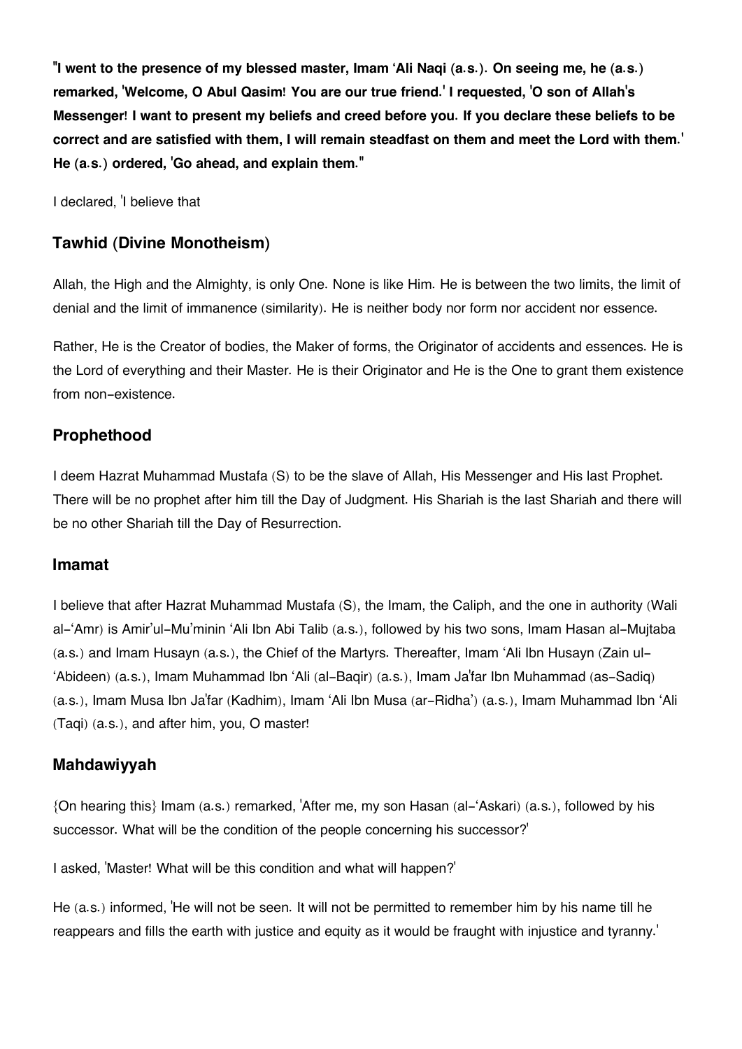**"I went to the presence of my blessed master, Imam 'Ali Naqi (a.s.). On seeing me, he (a.s.) remarked, 'Welcome, O Abul Qasim! You are our true friend.' I requested, 'O son of Allah's Messenger! I want to present my beliefs and creed before you. If you declare these beliefs to be correct and are satisfied with them, I will remain steadfast on them and meet the Lord with them.' He (a.s.) ordered, 'Go ahead, and explain them."**

I declared, 'I believe that

## Tawhid (Divine Monotheism)

Allah, the High and the Almighty, is only One. None is like Him. He is between the two limits, the limit of denial and the limit of immanence (similarity). He is neither body nor form nor accident nor essence.

Rather, He is the Creator of bodies, the Maker of forms, the Originator of accidents and essences. He is the Lord of everything and their Master. He is their Originator and He is the One to grant them existence from non-existence.

## Prophethood

I deem Hazrat Muhammad Mustafa (S) to be the slave of Allah, His Messenger and His last Prophet. There will be no prophet after him till the Day of Judgment. His Shariah is the last Shariah and there will be no other Shariah till the Day of Resurrection.

## Imamat

I believe that after Hazrat Muhammad Mustafa (S), the Imam, the Caliph, and the one in authority (Wali al-'Amr) is Amir'ul-Mu'minin 'Ali Ibn Abi Talib (a.s.), followed by his two sons, Imam Hasan al-Mujtaba (a.s.) and Imam Husayn (a.s.), the Chief of the Martyrs. Thereafter, Imam 'Ali Ibn Husayn (Zain ul-'Abideen) (a.s.), Imam Muhammad Ibn 'Ali (al-Baqir) (a.s.), Imam Ja'far Ibn Muhammad (as-Sadiq) (a.s.), Imam Musa Ibn Ja'far (Kadhim), Imam 'Ali Ibn Musa (ar-Ridha') (a.s.), Imam Muhammad Ibn 'Ali (Taqi) (a.s.), and after him, you, O master!

## Mahdawiyyah

{On hearing this} Imam (a.s.) remarked, 'After me, my son Hasan (al-'Askari) (a.s.), followed by his successor. What will be the condition of the people concerning his successor?'

I asked, 'Master! What will be this condition and what will happen?'

He (a.s.) informed, 'He will not be seen. It will not be permitted to remember him by his name till he reappears and fills the earth with justice and equity as it would be fraught with injustice and tyranny.'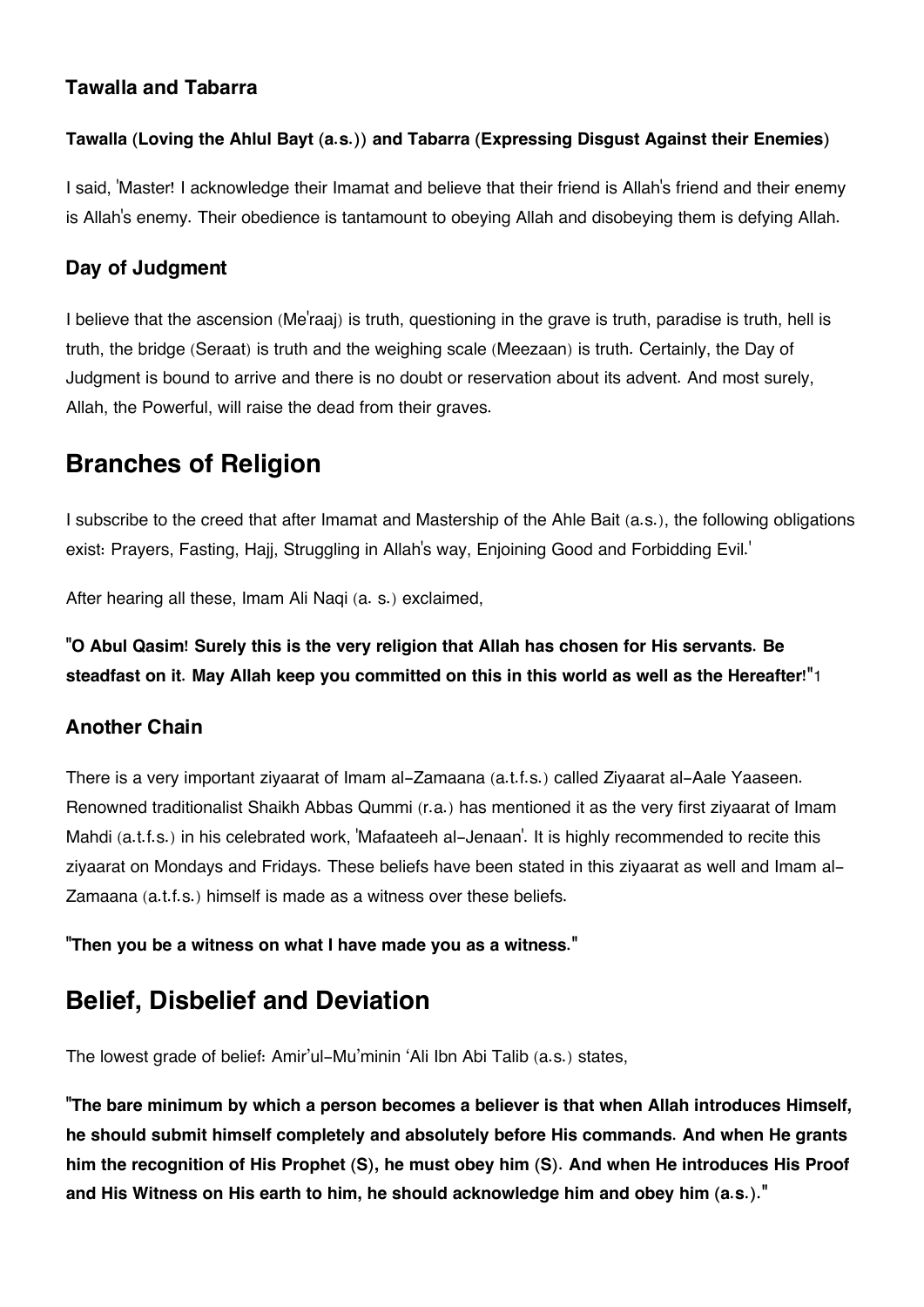### Tawalla and Tabarra

#### Tawalla (Loving the Ahlul Bayt (a.s.)) and Tabarra (Expressing Disgust Against their Enemies)

I said, 'Master! I acknowledge their Imamat and believe that their friend is Allah's friend and their enemy is Allah's enemy. Their obedience is tantamount to obeying Allah and disobeying them is defying Allah.

### Day of Judgment

I believe that the ascension (Me'raaj) is truth, questioning in the grave is truth, paradise is truth, hell is truth, the bridge (Seraat) is truth and the weighing scale (Meezaan) is truth. Certainly, the Day of Judgment is bound to arrive and there is no doubt or reservation about its advent. And most surely, Allah, the Powerful, will raise the dead from their graves.

## Branches of Religion

I subscribe to the creed that after Imamat and Mastership of the Ahle Bait (a.s.), the following obligations exist: Prayers, Fasting, Hajj, Struggling in Allah's way, Enjoining Good and Forbidding Evil.'

After hearing all these, Imam Ali Naqi (a. s.) exclaimed,

**"O Abul Qasim! Surely this is the very religion that Allah has chosen for His servants. Be steadfast on it. May Allah keep you committed on this in this world as well as the Hereafter!"**[1]

### Another Chain

There is a very important ziyaarat of Imam al-Zamaana (a.t.f.s.) called Ziyaarat al-Aale Yaaseen. Renowned traditionalist Shaikh Abbas Qummi (r.a.) has mentioned it as the very first ziyaarat of Imam Mahdi (a.t.f.s.) in his celebrated work, 'Mafaateeh al-Jenaan'. It is highly recommended to recite this ziyaarat on Mondays and Fridays. These beliefs have been stated in this ziyaarat as well and Imam al-Zamaana (a.t.f.s.) himself is made as a witness over these beliefs.

**"Then you be a witness on what I have made you as a witness."**

## Belief, Disbelief and Deviation

The lowest grade of belief: Amir'ul-Mu'minin 'Ali Ibn Abi Talib (a.s.) states,

**"The bare minimum by which a person becomes a believer is that when Allah introduces Himself, he should submit himself completely and absolutely before His commands. And when He grants him the recognition of His Prophet (S), he must obey him (S). And when He introduces His Proof and His Witness on His earth to him, he should acknowledge him and obey him (a.s.)."**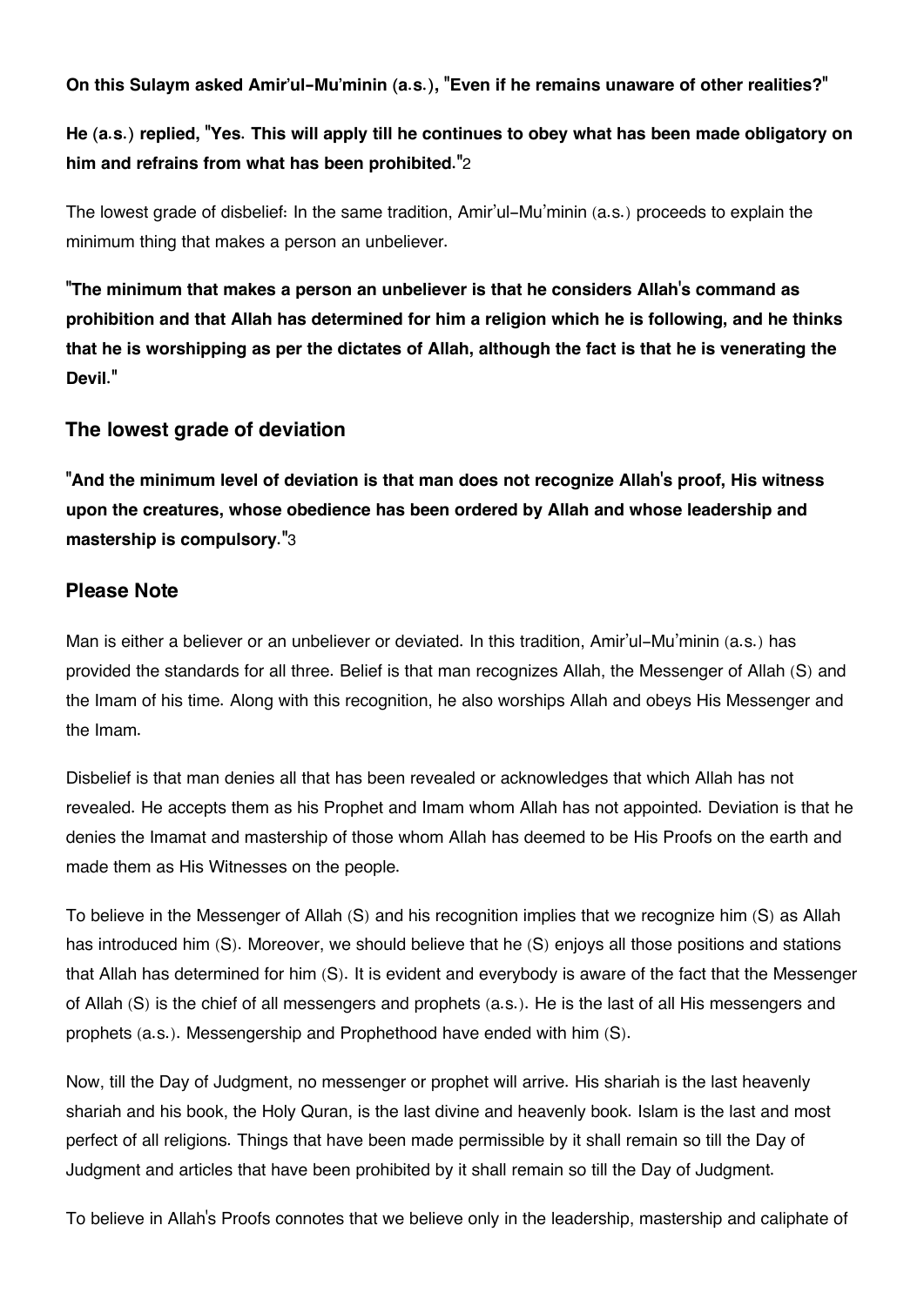**On this Sulaym asked Amir'ul-Mu'minin (a.s.), "Even if he remains unaware of other realities?"**

**He (a.s.) replied, "Yes. This will apply till he continues to obey what has been made obligatory on him and refrains from what has been prohibited."**[2]

The lowest grade of disbelief: In the same tradition, Amir'ul-Mu'minin (a.s.) proceeds to explain the minimum thing that makes a person an unbeliever.

**"The minimum that makes a person an unbeliever is that he considers Allah's command as prohibition and that Allah has determined for him a religion which he is following, and he thinks that he is worshipping as per the dictates of Allah, although the fact is that he is venerating the Devil."**

### The lowest grade of deviation

**"And the minimum level of deviation is that man does not recognize Allah's proof, His witness upon the creatures, whose obedience has been ordered by Allah and whose leadership and mastership is compulsory."**[3]

### Please Note

Man is either a believer or an unbeliever or deviated. In this tradition, Amir'ul-Mu'minin (a.s.) has provided the standards for all three. Belief is that man recognizes Allah, the Messenger of Allah (S) and the Imam of his time. Along with this recognition, he also worships Allah and obeys His Messenger and the Imam.

Disbelief is that man denies all that has been revealed or acknowledges that which Allah has not revealed. He accepts them as his Prophet and Imam whom Allah has not appointed. Deviation is that he denies the Imamat and mastership of those whom Allah has deemed to be His Proofs on the earth and made them as His Witnesses on the people.

To believe in the Messenger of Allah (S) and his recognition implies that we recognize him (S) as Allah has introduced him (S). Moreover, we should believe that he (S) enjoys all those positions and stations that Allah has determined for him (S). It is evident and everybody is aware of the fact that the Messenger of Allah (S) is the chief of all messengers and prophets (a.s.). He is the last of all His messengers and prophets (a.s.). Messengership and Prophethood have ended with him (S).

Now, till the Day of Judgment, no messenger or prophet will arrive. His shariah is the last heavenly shariah and his book, the Holy Quran, is the last divine and heavenly book. Islam is the last and most perfect of all religions. Things that have been made permissible by it shall remain so till the Day of Judgment and articles that have been prohibited by it shall remain so till the Day of Judgment.

To believe in Allah's Proofs connotes that we believe only in the leadership, mastership and caliphate of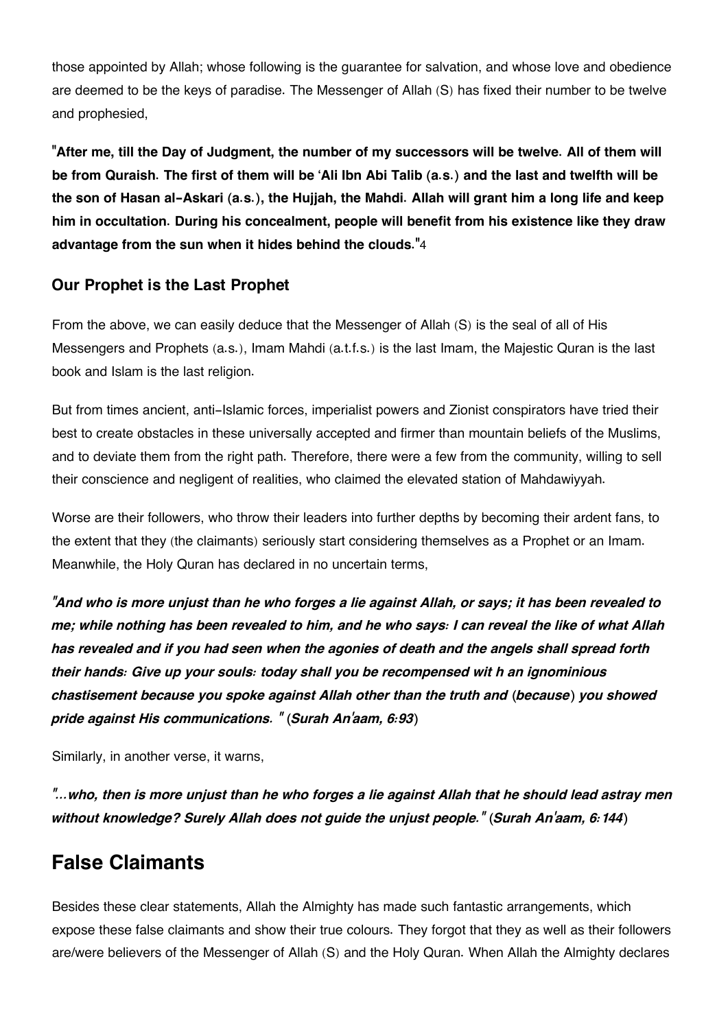those appointed by Allah; whose following is the guarantee for salvation, and whose love and obedience are deemed to be the keys of paradise. The Messenger of Allah (S) has fixed their number to be twelve and prophesied,

**"After me, till the Day of Judgment, the number of my successors will be twelve. All of them will be from Quraish. The first of them will be 'Ali Ibn Abi Talib (a.s.) and the last and twelfth will be the son of Hasan al-Askari (a.s.), the Hujjah, the Mahdi. Allah will grant him a long life and keep him in occultation. During his concealment, people will benefit from his existence like they draw advantage from the sun when it hides behind the clouds."**[4]

### Our Prophet is the Last Prophet

From the above, we can easily deduce that the Messenger of Allah (S) is the seal of all of His Messengers and Prophets (a.s.), Imam Mahdi (a.t.f.s.) is the last Imam, the Majestic Quran is the last book and Islam is the last religion.

But from times ancient, anti-Islamic forces, imperialist powers and Zionist conspirators have tried their best to create obstacles in these universally accepted and firmer than mountain beliefs of the Muslims, and to deviate them from the right path. Therefore, there were a few from the community, willing to sell their conscience and negligent of realities, who claimed the elevated station of Mahdawiyyah.

Worse are their followers, who throw their leaders into further depths by becoming their ardent fans, to the extent that they (the claimants) seriously start considering themselves as a Prophet or an Imam. Meanwhile, the Holy Quran has declared in no uncertain terms,

***"And who is more unjust than he who forges a lie against Allah, or says; it has been revealed to me; while nothing has been revealed to him, and he who says: I can reveal the like of what Allah has revealed and if you had seen when the agonies of death and the angels shall spread forth their hands: Give up your souls: today shall you be recompensed wit h an ignominious chastisement because you spoke against Allah other than the truth and (because) you showed pride against His communications. " (Surah An'aam, 6:93)***

Similarly, in another verse, it warns,

***"...who, then is more unjust than he who forges a lie against Allah that he should lead astray men without knowledge? Surely Allah does not guide the unjust people." (Surah An'aam, 6:144)***

## False Claimants

Besides these clear statements, Allah the Almighty has made such fantastic arrangements, which expose these false claimants and show their true colours. They forgot that they as well as their followers are/were believers of the Messenger of Allah (S) and the Holy Quran. When Allah the Almighty declares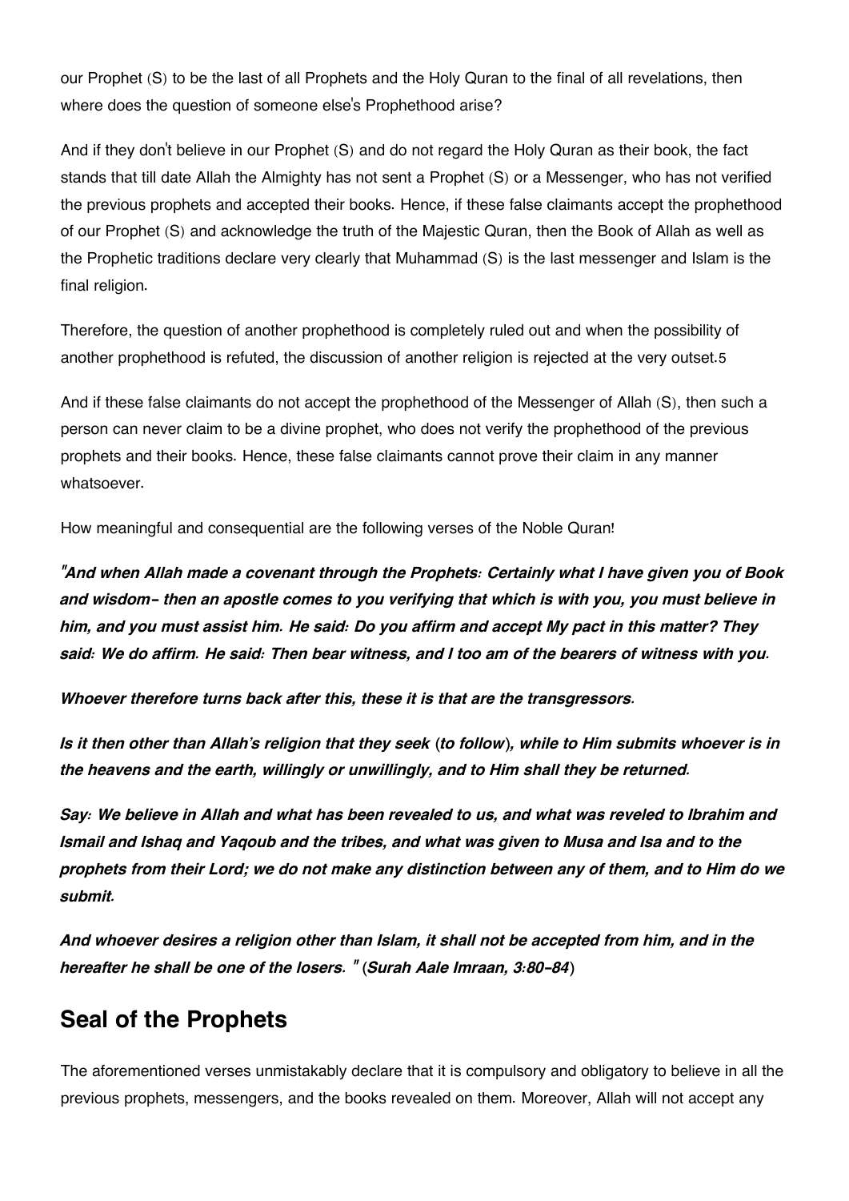our Prophet (S) to be the last of all Prophets and the Holy Quran to the final of all revelations, then where does the question of someone else's Prophethood arise?

And if they don't believe in our Prophet (S) and do not regard the Holy Quran as their book, the fact stands that till date Allah the Almighty has not sent a Prophet (S) or a Messenger, who has not verified the previous prophets and accepted their books. Hence, if these false claimants accept the prophethood of our Prophet (S) and acknowledge the truth of the Majestic Quran, then the Book of Allah as well as the Prophetic traditions declare very clearly that Muhammad (S) is the last messenger and Islam is the final religion.

Therefore, the question of another prophethood is completely ruled out and when the possibility of another prophethood is refuted, the discussion of another religion is rejected at the very outset.[5]

And if these false claimants do not accept the prophethood of the Messenger of Allah (S), then such a person can never claim to be a divine prophet, who does not verify the prophethood of the previous prophets and their books. Hence, these false claimants cannot prove their claim in any manner whatsoever.

How meaningful and consequential are the following verses of the Noble Quran!

***"And when Allah made a covenant through the Prophets: Certainly what I have given you of Book and wisdom- then an apostle comes to you verifying that which is with you, you must believe in him, and you must assist him. He said: Do you affirm and accept My pact in this matter? They said: We do affirm. He said: Then bear witness, and I too am of the bearers of witness with you.***

***Whoever therefore turns back after this, these it is that are the transgressors.***

***Is it then other than Allah's religion that they seek (to follow), while to Him submits whoever is in the heavens and the earth, willingly or unwillingly, and to Him shall they be returned.***

***Say: We believe in Allah and what has been revealed to us, and what was reveled to Ibrahim and Ismail and Ishaq and Yaqoub and the tribes, and what was given to Musa and Isa and to the prophets from their Lord; we do not make any distinction between any of them, and to Him do we submit.***

***And whoever desires a religion other than Islam, it shall not be accepted from him, and in the hereafter he shall be one of the losers. " (Surah Aale Imraan, 3:80-84)***

## Seal of the Prophets

The aforementioned verses unmistakably declare that it is compulsory and obligatory to believe in all the previous prophets, messengers, and the books revealed on them. Moreover, Allah will not accept any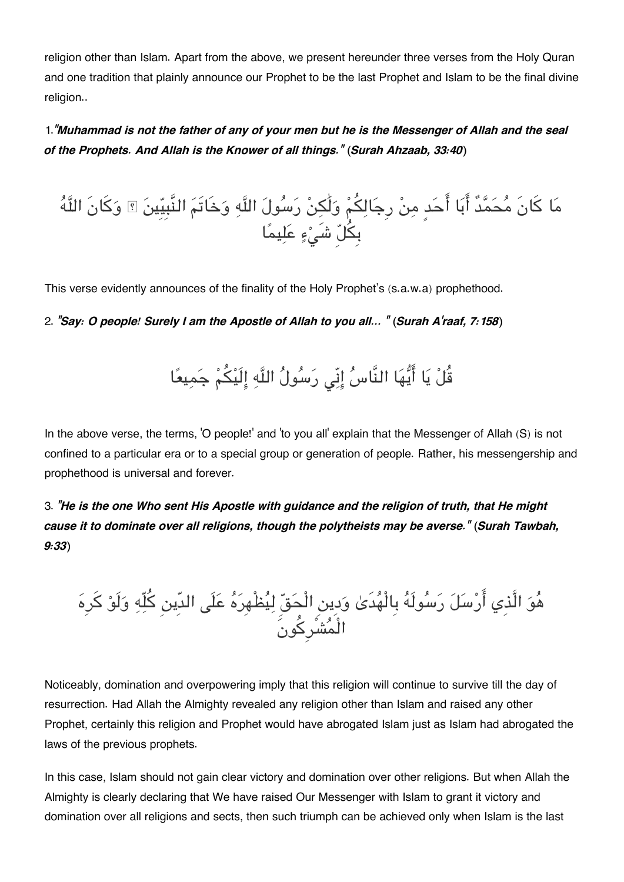religion other than Islam. Apart from the above, we present hereunder three verses from the Holy Quran and one tradition that plainly announce our Prophet to be the last Prophet and Islam to be the final divine religion..

1.*"Muhammad is not the father of any of your men but he is the Messenger of Allah and the seal of the Prophets. And Allah is the Knower of all things."* (***Surah Ahzaab, 33:40***)

مَا كَانَ مُحَمَّدٌ أَبَا أَحَدٍ مِنْ رِجَالِكُمْ وَلَٰكِنْ رَسُولَ اللَّهِ وَخَاتَمَ النَّبِيِّينَ ۗ وَكَانَ اللَّهُ بِكُلِّ شَيْءٍ عَلِيمًا

This verse evidently announces of the finality of the Holy Prophet's (s.a.w.a) prophethood.

2. *"Say: O people! Surely I am the Apostle of Allah to you all... "* (***Surah A'raaf, 7:158***)

قُلْ يَا أَيُّهَا النَّاسُ إِنِّي رَسُولُ اللَّهِ إِلَيْكُمْ جَمِيعًا

In the above verse, the terms, 'O people!' and 'to you all' explain that the Messenger of Allah (S) is not confined to a particular era or to a special group or generation of people. Rather, his messengership and prophethood is universal and forever.

3. *"He is the one Who sent His Apostle with guidance and the religion of truth, that He might cause it to dominate over all religions, though the polytheists may be averse."* (***Surah Tawbah, 9:33***)

هُوَ الَّذِي أَرْسَلَ رَسُولَهُ بِالْهُدَىٰ وَدِينِ الْحَقِّ لِيُظْهِرَهُ عَلَى الدِّينِ كُلِّهِ وَلَوْ كَرِهَ الْمُشْرِكُونَ

Noticeably, domination and overpowering imply that this religion will continue to survive till the day of resurrection. Had Allah the Almighty revealed any religion other than Islam and raised any other Prophet, certainly this religion and Prophet would have abrogated Islam just as Islam had abrogated the laws of the previous prophets.

In this case, Islam should not gain clear victory and domination over other religions. But when Allah the Almighty is clearly declaring that We have raised Our Messenger with Islam to grant it victory and domination over all religions and sects, then such triumph can be achieved only when Islam is the last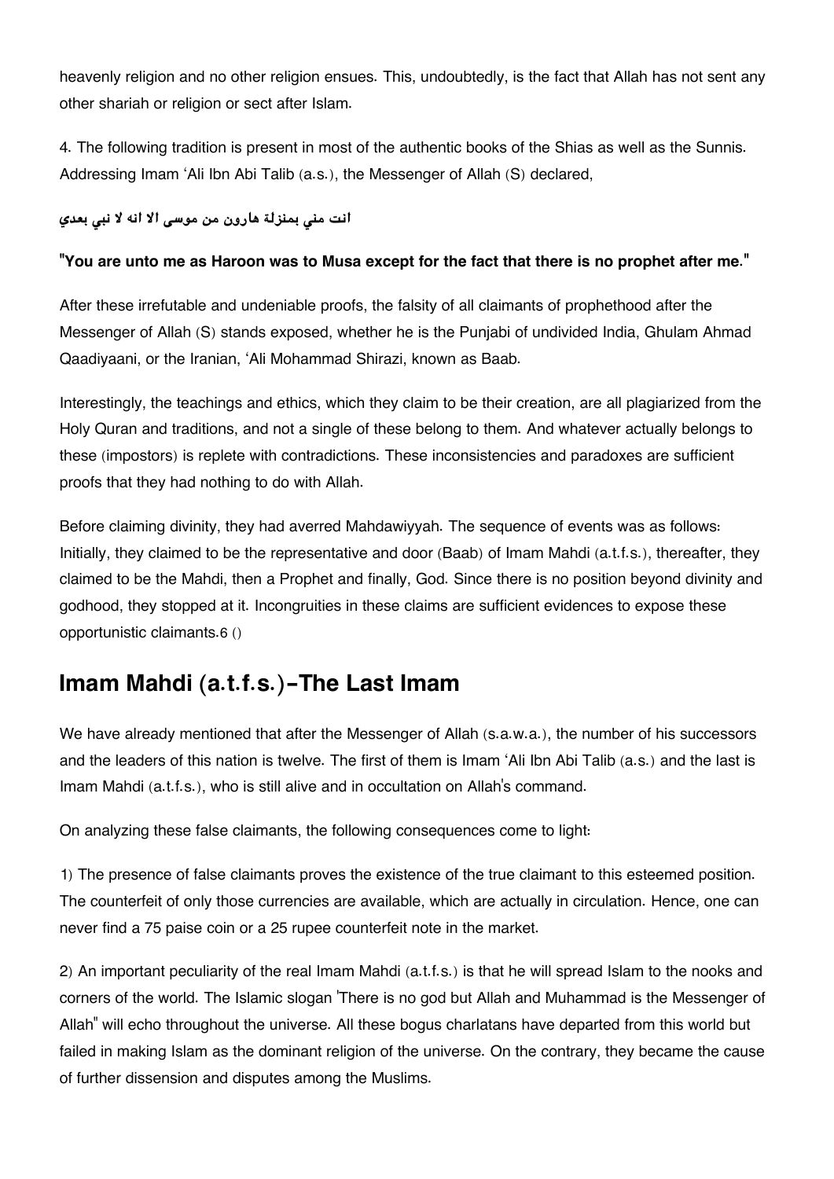heavenly religion and no other religion ensues. This, undoubtedly, is the fact that Allah has not sent any other shariah or religion or sect after Islam.

4. The following tradition is present in most of the authentic books of the Shias as well as the Sunnis. Addressing Imam 'Ali Ibn Abi Talib (a.s.), the Messenger of Allah (S) declared,

**انت مني بمنزلة هارون من موسى الا انه لا نبي بعدي**

**"You are unto me as Haroon was to Musa except for the fact that there is no prophet after me."**

After these irrefutable and undeniable proofs, the falsity of all claimants of prophethood after the Messenger of Allah (S) stands exposed, whether he is the Punjabi of undivided India, Ghulam Ahmad Qaadiyaani, or the Iranian, 'Ali Mohammad Shirazi, known as Baab.

Interestingly, the teachings and ethics, which they claim to be their creation, are all plagiarized from the Holy Quran and traditions, and not a single of these belong to them. And whatever actually belongs to these (impostors) is replete with contradictions. These inconsistencies and paradoxes are sufficient proofs that they had nothing to do with Allah.

Before claiming divinity, they had averred Mahdawiyyah. The sequence of events was as follows: Initially, they claimed to be the representative and door (Baab) of Imam Mahdi (a.t.f.s.), thereafter, they claimed to be the Mahdi, then a Prophet and finally, God. Since there is no position beyond divinity and godhood, they stopped at it. Incongruities in these claims are sufficient evidences to expose these opportunistic claimants.6 ()

## Imam Mahdi (a.t.f.s.)-The Last Imam

We have already mentioned that after the Messenger of Allah (s.a.w.a.), the number of his successors and the leaders of this nation is twelve. The first of them is Imam 'Ali Ibn Abi Talib (a.s.) and the last is Imam Mahdi (a.t.f.s.), who is still alive and in occultation on Allah's command.

On analyzing these false claimants, the following consequences come to light:

1) The presence of false claimants proves the existence of the true claimant to this esteemed position. The counterfeit of only those currencies are available, which are actually in circulation. Hence, one can never find a 75 paise coin or a 25 rupee counterfeit note in the market.

2) An important peculiarity of the real Imam Mahdi (a.t.f.s.) is that he will spread Islam to the nooks and corners of the world. The Islamic slogan 'There is no god but Allah and Muhammad is the Messenger of Allah" will echo throughout the universe. All these bogus charlatans have departed from this world but failed in making Islam as the dominant religion of the universe. On the contrary, they became the cause of further dissension and disputes among the Muslims.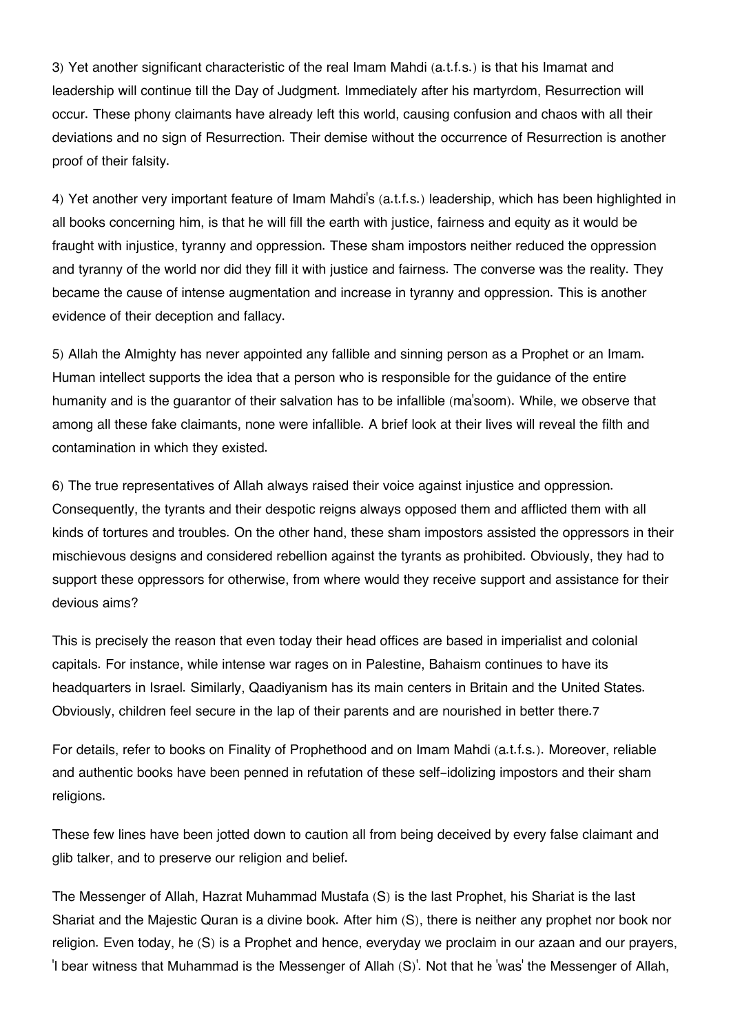3) Yet another significant characteristic of the real Imam Mahdi (a.t.f.s.) is that his Imamat and leadership will continue till the Day of Judgment. Immediately after his martyrdom, Resurrection will occur. These phony claimants have already left this world, causing confusion and chaos with all their deviations and no sign of Resurrection. Their demise without the occurrence of Resurrection is another proof of their falsity.

4) Yet another very important feature of Imam Mahdi's (a.t.f.s.) leadership, which has been highlighted in all books concerning him, is that he will fill the earth with justice, fairness and equity as it would be fraught with injustice, tyranny and oppression. These sham impostors neither reduced the oppression and tyranny of the world nor did they fill it with justice and fairness. The converse was the reality. They became the cause of intense augmentation and increase in tyranny and oppression. This is another evidence of their deception and fallacy.

5) Allah the Almighty has never appointed any fallible and sinning person as a Prophet or an Imam. Human intellect supports the idea that a person who is responsible for the guidance of the entire humanity and is the guarantor of their salvation has to be infallible (ma'soom). While, we observe that among all these fake claimants, none were infallible. A brief look at their lives will reveal the filth and contamination in which they existed.

6) The true representatives of Allah always raised their voice against injustice and oppression. Consequently, the tyrants and their despotic reigns always opposed them and afflicted them with all kinds of tortures and troubles. On the other hand, these sham impostors assisted the oppressors in their mischievous designs and considered rebellion against the tyrants as prohibited. Obviously, they had to support these oppressors for otherwise, from where would they receive support and assistance for their devious aims?

This is precisely the reason that even today their head offices are based in imperialist and colonial capitals. For instance, while intense war rages on in Palestine, Bahaism continues to have its headquarters in Israel. Similarly, Qaadiyanism has its main centers in Britain and the United States. Obviously, children feel secure in the lap of their parents and are nourished in better there.[7]

For details, refer to books on Finality of Prophethood and on Imam Mahdi (a.t.f.s.). Moreover, reliable and authentic books have been penned in refutation of these self-idolizing impostors and their sham religions.

These few lines have been jotted down to caution all from being deceived by every false claimant and glib talker, and to preserve our religion and belief.

The Messenger of Allah, Hazrat Muhammad Mustafa (S) is the last Prophet, his Shariat is the last Shariat and the Majestic Quran is a divine book. After him (S), there is neither any prophet nor book nor religion. Even today, he (S) is a Prophet and hence, everyday we proclaim in our azaan and our prayers, 'I bear witness that Muhammad is the Messenger of Allah (S)'. Not that he 'was' the Messenger of Allah,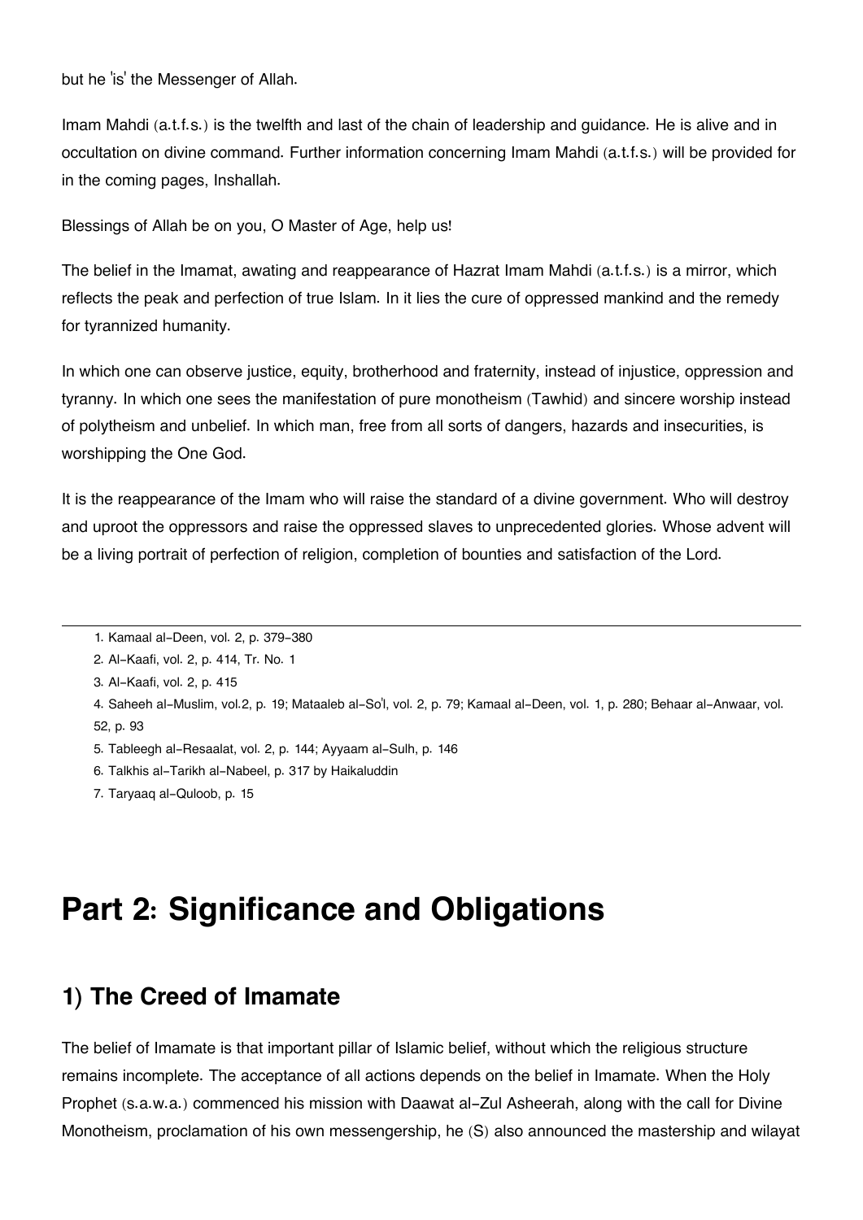but he 'is' the Messenger of Allah.

Imam Mahdi (a.t.f.s.) is the twelfth and last of the chain of leadership and guidance. He is alive and in occultation on divine command. Further information concerning Imam Mahdi (a.t.f.s.) will be provided for in the coming pages, Inshallah.

Blessings of Allah be on you, O Master of Age, help us!

The belief in the Imamat, awating and reappearance of Hazrat Imam Mahdi (a.t.f.s.) is a mirror, which reflects the peak and perfection of true Islam. In it lies the cure of oppressed mankind and the remedy for tyrannized humanity.

In which one can observe justice, equity, brotherhood and fraternity, instead of injustice, oppression and tyranny. In which one sees the manifestation of pure monotheism (Tawhid) and sincere worship instead of polytheism and unbelief. In which man, free from all sorts of dangers, hazards and insecurities, is worshipping the One God.

It is the reappearance of the Imam who will raise the standard of a divine government. Who will destroy and uproot the oppressors and raise the oppressed slaves to unprecedented glories. Whose advent will be a living portrait of perfection of religion, completion of bounties and satisfaction of the Lord.

---

1. Kamaal al-Deen, vol. 2, p. 379-380
2. Al-Kaafi, vol. 2, p. 414, Tr. No. 1
3. Al-Kaafi, vol. 2, p. 415
4. Saheeh al-Muslim, vol.2, p. 19; Mataaleb al-So'l, vol. 2, p. 79; Kamaal al-Deen, vol. 1, p. 280; Behaar al-Anwaar, vol. 52, p. 93
5. Tableegh al-Resaalat, vol. 2, p. 144; Ayyaam al-Sulh, p. 146
6. Talkhis al-Tarikh al-Nabeel, p. 317 by Haikaluddin
7. Taryaaq al-Quloob, p. 15

# Part 2: Significance and Obligations

## 1) The Creed of Imamate

The belief of Imamate is that important pillar of Islamic belief, without which the religious structure remains incomplete. The acceptance of all actions depends on the belief in Imamate. When the Holy Prophet (s.a.w.a.) commenced his mission with Daawat al-Zul Asheerah, along with the call for Divine Monotheism, proclamation of his own messengership, he (S) also announced the mastership and wilayat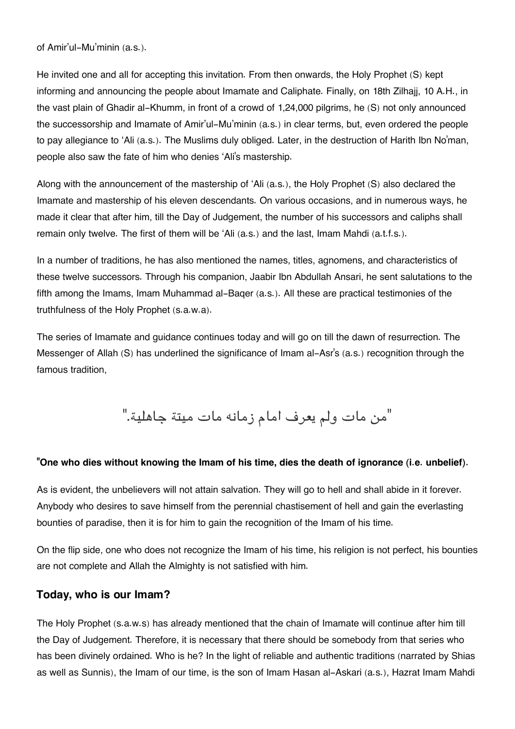of Amir'ul-Mu'minin (a.s.).

He invited one and all for accepting this invitation. From then onwards, the Holy Prophet (S) kept informing and announcing the people about Imamate and Caliphate. Finally, on 18th Zilhajj, 10 A.H., in the vast plain of Ghadir al-Khumm, in front of a crowd of 1,24,000 pilgrims, he (S) not only announced the successorship and Imamate of Amir'ul-Mu'minin (a.s.) in clear terms, but, even ordered the people to pay allegiance to 'Ali (a.s.). The Muslims duly obliged. Later, in the destruction of Harith Ibn No'man, people also saw the fate of him who denies 'Ali's mastership.

Along with the announcement of the mastership of 'Ali (a.s.), the Holy Prophet (S) also declared the Imamate and mastership of his eleven descendants. On various occasions, and in numerous ways, he made it clear that after him, till the Day of Judgement, the number of his successors and caliphs shall remain only twelve. The first of them will be 'Ali (a.s.) and the last, Imam Mahdi (a.t.f.s.).

In a number of traditions, he has also mentioned the names, titles, agnomens, and characteristics of these twelve successors. Through his companion, Jaabir Ibn Abdullah Ansari, he sent salutations to the fifth among the Imams, Imam Muhammad al-Baqer (a.s.). All these are practical testimonies of the truthfulness of the Holy Prophet (s.a.w.a).

The series of Imamate and guidance continues today and will go on till the dawn of resurrection. The Messenger of Allah (S) has underlined the significance of Imam al-Asr's (a.s.) recognition through the famous tradition,

"من مات ولم يعرف امام زمانه مات ميتة جاهلية."

**"One who dies without knowing the Imam of his time, dies the death of ignorance (i.e. unbelief).**

As is evident, the unbelievers will not attain salvation. They will go to hell and shall abide in it forever. Anybody who desires to save himself from the perennial chastisement of hell and gain the everlasting bounties of paradise, then it is for him to gain the recognition of the Imam of his time.

On the flip side, one who does not recognize the Imam of his time, his religion is not perfect, his bounties are not complete and Allah the Almighty is not satisfied with him.

### Today, who is our Imam?

The Holy Prophet (s.a.w.s) has already mentioned that the chain of Imamate will continue after him till the Day of Judgement. Therefore, it is necessary that there should be somebody from that series who has been divinely ordained. Who is he? In the light of reliable and authentic traditions (narrated by Shias as well as Sunnis), the Imam of our time, is the son of Imam Hasan al-Askari (a.s.), Hazrat Imam Mahdi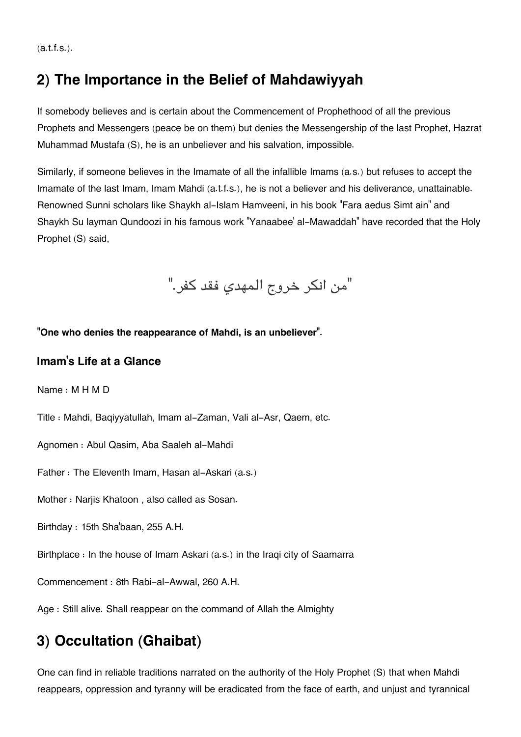(a.t.f.s.).

## 2) The Importance in the Belief of Mahdawiyyah

If somebody believes and is certain about the Commencement of Prophethood of all the previous Prophets and Messengers (peace be on them) but denies the Messengership of the last Prophet, Hazrat Muhammad Mustafa (S), he is an unbeliever and his salvation, impossible.

Similarly, if someone believes in the Imamate of all the infallible Imams (a.s.) but refuses to accept the Imamate of the last Imam, Imam Mahdi (a.t.f.s.), he is not a believer and his deliverance, unattainable. Renowned Sunni scholars like Shaykh al-Islam Hamveeni, in his book "Fara aedus Simt ain" and Shaykh Su layman Qundoozi in his famous work "Yanaabee' al-Mawaddah" have recorded that the Holy Prophet (S) said,

"من انكر خروج المهدي فقد كفر."

**"One who denies the reappearance of Mahdi, is an unbeliever".**

### Imam's Life at a Glance

Name : M H M D

Title : Mahdi, Baqiyyatullah, Imam al-Zaman, Vali al-Asr, Qaem, etc.

Agnomen : Abul Qasim, Aba Saaleh al-Mahdi

Father : The Eleventh Imam, Hasan al-Askari (a.s.)

Mother : Narjis Khatoon , also called as Sosan.

Birthday : 15th Sha'baan, 255 A.H.

Birthplace : In the house of Imam Askari (a.s.) in the Iraqi city of Saamarra

Commencement : 8th Rabi-al-Awwal, 260 A.H.

Age : Still alive. Shall reappear on the command of Allah the Almighty

## 3) Occultation (Ghaibat)

One can find in reliable traditions narrated on the authority of the Holy Prophet (S) that when Mahdi reappears, oppression and tyranny will be eradicated from the face of earth, and unjust and tyrannical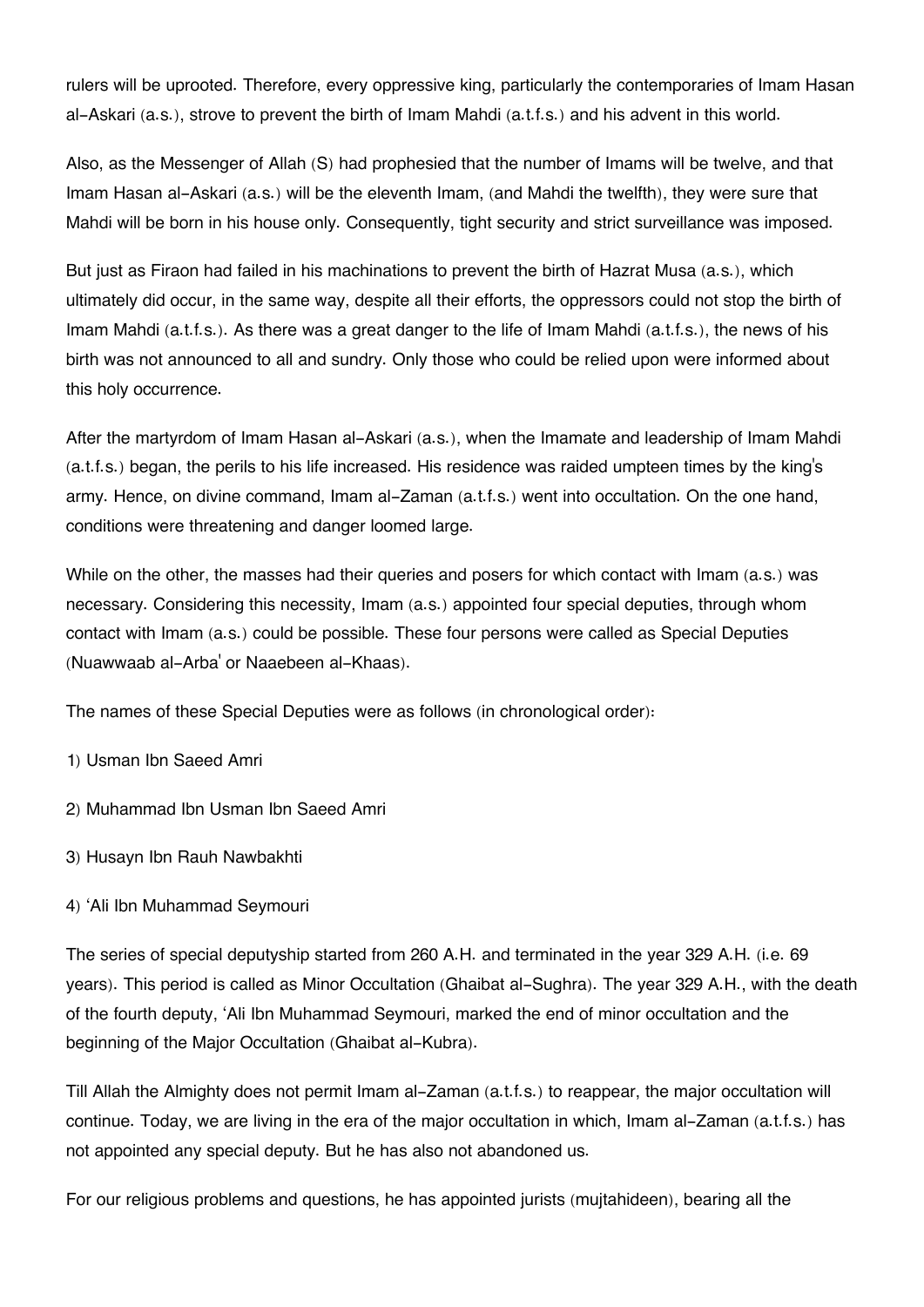rulers will be uprooted. Therefore, every oppressive king, particularly the contemporaries of Imam Hasan al-Askari (a.s.), strove to prevent the birth of Imam Mahdi (a.t.f.s.) and his advent in this world.

Also, as the Messenger of Allah (S) had prophesied that the number of Imams will be twelve, and that Imam Hasan al-Askari (a.s.) will be the eleventh Imam, (and Mahdi the twelfth), they were sure that Mahdi will be born in his house only. Consequently, tight security and strict surveillance was imposed.

But just as Firaon had failed in his machinations to prevent the birth of Hazrat Musa (a.s.), which ultimately did occur, in the same way, despite all their efforts, the oppressors could not stop the birth of Imam Mahdi (a.t.f.s.). As there was a great danger to the life of Imam Mahdi (a.t.f.s.), the news of his birth was not announced to all and sundry. Only those who could be relied upon were informed about this holy occurrence.

After the martyrdom of Imam Hasan al-Askari (a.s.), when the Imamate and leadership of Imam Mahdi (a.t.f.s.) began, the perils to his life increased. His residence was raided umpteen times by the king's army. Hence, on divine command, Imam al-Zaman (a.t.f.s.) went into occultation. On the one hand, conditions were threatening and danger loomed large.

While on the other, the masses had their queries and posers for which contact with Imam (a.s.) was necessary. Considering this necessity, Imam (a.s.) appointed four special deputies, through whom contact with Imam (a.s.) could be possible. These four persons were called as Special Deputies (Nuawwaab al-Arba' or Naaebeen al-Khaas).

The names of these Special Deputies were as follows (in chronological order):

1) Usman Ibn Saeed Amri

2) Muhammad Ibn Usman Ibn Saeed Amri

3) Husayn Ibn Rauh Nawbakhti

4) 'Ali Ibn Muhammad Seymouri

The series of special deputyship started from 260 A.H. and terminated in the year 329 A.H. (i.e. 69 years). This period is called as Minor Occultation (Ghaibat al-Sughra). The year 329 A.H., with the death of the fourth deputy, 'Ali Ibn Muhammad Seymouri, marked the end of minor occultation and the beginning of the Major Occultation (Ghaibat al-Kubra).

Till Allah the Almighty does not permit Imam al-Zaman (a.t.f.s.) to reappear, the major occultation will continue. Today, we are living in the era of the major occultation in which, Imam al-Zaman (a.t.f.s.) has not appointed any special deputy. But he has also not abandoned us.

For our religious problems and questions, he has appointed jurists (mujtahideen), bearing all the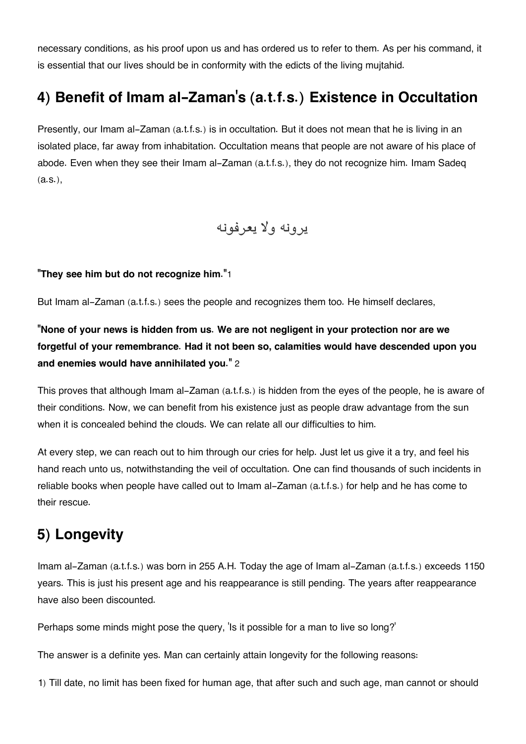necessary conditions, as his proof upon us and has ordered us to refer to them. As per his command, it is essential that our lives should be in conformity with the edicts of the living mujtahid.

## 4) Benefit of Imam al-Zaman's (a.t.f.s.) Existence in Occultation

Presently, our Imam al-Zaman (a.t.f.s.) is in occultation. But it does not mean that he is living in an isolated place, far away from inhabitation. Occultation means that people are not aware of his place of abode. Even when they see their Imam al-Zaman (a.t.f.s.), they do not recognize him. Imam Sadeq (a.s.),

يرونه ولا يعرفونه

**"They see him but do not recognize him."**1

But Imam al-Zaman (a.t.f.s.) sees the people and recognizes them too. He himself declares,

**"None of your news is hidden from us. We are not negligent in your protection nor are we forgetful of your remembrance. Had it not been so, calamities would have descended upon you and enemies would have annihilated you."** 2

This proves that although Imam al-Zaman (a.t.f.s.) is hidden from the eyes of the people, he is aware of their conditions. Now, we can benefit from his existence just as people draw advantage from the sun when it is concealed behind the clouds. We can relate all our difficulties to him.

At every step, we can reach out to him through our cries for help. Just let us give it a try, and feel his hand reach unto us, notwithstanding the veil of occultation. One can find thousands of such incidents in reliable books when people have called out to Imam al-Zaman (a.t.f.s.) for help and he has come to their rescue.

## 5) Longevity

Imam al-Zaman (a.t.f.s.) was born in 255 A.H. Today the age of Imam al-Zaman (a.t.f.s.) exceeds 1150 years. This is just his present age and his reappearance is still pending. The years after reappearance have also been discounted.

Perhaps some minds might pose the query, 'Is it possible for a man to live so long?'

The answer is a definite yes. Man can certainly attain longevity for the following reasons:

1) Till date, no limit has been fixed for human age, that after such and such age, man cannot or should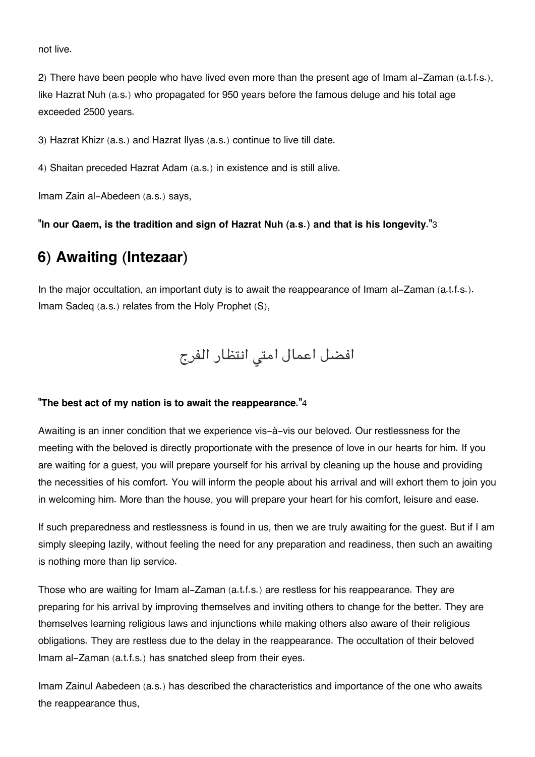not live.

2) There have been people who have lived even more than the present age of Imam al-Zaman (a.t.f.s.), like Hazrat Nuh (a.s.) who propagated for 950 years before the famous deluge and his total age exceeded 2500 years.

3) Hazrat Khizr (a.s.) and Hazrat Ilyas (a.s.) continue to live till date.

4) Shaitan preceded Hazrat Adam (a.s.) in existence and is still alive.

Imam Zain al-Abedeen (a.s.) says,

**"In our Qaem, is the tradition and sign of Hazrat Nuh (a.s.) and that is his longevity."**[3]

## 6) Awaiting (Intezaar)

In the major occultation, an important duty is to await the reappearance of Imam al-Zaman (a.t.f.s.). Imam Sadeq (a.s.) relates from the Holy Prophet (S),

افضل اعمال امتي انتظار الفرج

**"The best act of my nation is to await the reappearance."**[4]

Awaiting is an inner condition that we experience vis-à-vis our beloved. Our restlessness for the meeting with the beloved is directly proportionate with the presence of love in our hearts for him. If you are waiting for a guest, you will prepare yourself for his arrival by cleaning up the house and providing the necessities of his comfort. You will inform the people about his arrival and will exhort them to join you in welcoming him. More than the house, you will prepare your heart for his comfort, leisure and ease.

If such preparedness and restlessness is found in us, then we are truly awaiting for the guest. But if I am simply sleeping lazily, without feeling the need for any preparation and readiness, then such an awaiting is nothing more than lip service.

Those who are waiting for Imam al-Zaman (a.t.f.s.) are restless for his reappearance. They are preparing for his arrival by improving themselves and inviting others to change for the better. They are themselves learning religious laws and injunctions while making others also aware of their religious obligations. They are restless due to the delay in the reappearance. The occultation of their beloved Imam al-Zaman (a.t.f.s.) has snatched sleep from their eyes.

Imam Zainul Aabedeen (a.s.) has described the characteristics and importance of the one who awaits the reappearance thus,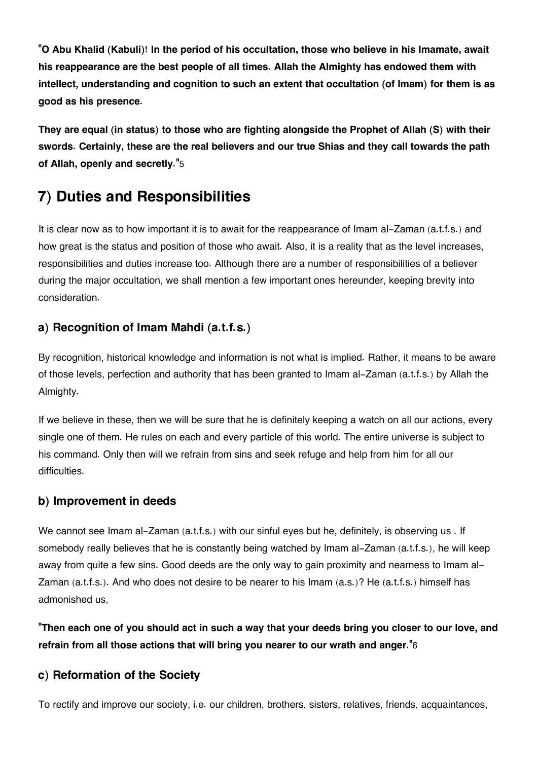**"O Abu Khalid (Kabuli)! In the period of his occultation, those who believe in his Imamate, await his reappearance are the best people of all times. Allah the Almighty has endowed them with intellect, understanding and cognition to such an extent that occultation (of Imam) for them is as good as his presence.**

**They are equal (in status) to those who are fighting alongside the Prophet of Allah (S) with their swords. Certainly, these are the real believers and our true Shias and they call towards the path of Allah, openly and secretly."**[5]

## 7) Duties and Responsibilities

It is clear now as to how important it is to await for the reappearance of Imam al-Zaman (a.t.f.s.) and how great is the status and position of those who await. Also, it is a reality that as the level increases, responsibilities and duties increase too. Although there are a number of responsibilities of a believer during the major occultation, we shall mention a few important ones hereunder, keeping brevity into consideration.

### a) Recognition of Imam Mahdi (a.t.f.s.)

By recognition, historical knowledge and information is not what is implied. Rather, it means to be aware of those levels, perfection and authority that has been granted to Imam al-Zaman (a.t.f.s.) by Allah the Almighty.

If we believe in these, then we will be sure that he is definitely keeping a watch on all our actions, every single one of them. He rules on each and every particle of this world. The entire universe is subject to his command. Only then will we refrain from sins and seek refuge and help from him for all our difficulties.

### b) Improvement in deeds

We cannot see Imam al-Zaman (a.t.f.s.) with our sinful eyes but he, definitely, is observing us . If somebody really believes that he is constantly being watched by Imam al-Zaman (a.t.f.s.), he will keep away from quite a few sins. Good deeds are the only way to gain proximity and nearness to Imam al-Zaman (a.t.f.s.). And who does not desire to be nearer to his Imam (a.s.)? He (a.t.f.s.) himself has admonished us,

**"Then each one of you should act in such a way that your deeds bring you closer to our love, and refrain from all those actions that will bring you nearer to our wrath and anger."**[6]

### c) Reformation of the Society

To rectify and improve our society, i.e. our children, brothers, sisters, relatives, friends, acquaintances,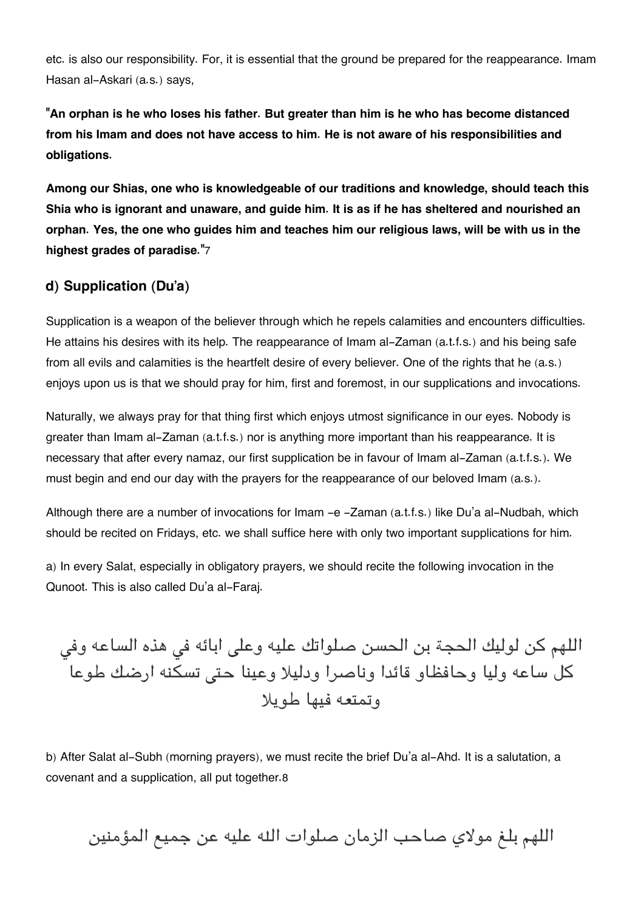etc. is also our responsibility. For, it is essential that the ground be prepared for the reappearance. Imam Hasan al-Askari (a.s.) says,

**"An orphan is he who loses his father. But greater than him is he who has become distanced from his Imam and does not have access to him. He is not aware of his responsibilities and obligations.**

**Among our Shias, one who is knowledgeable of our traditions and knowledge, should teach this Shia who is ignorant and unaware, and guide him. It is as if he has sheltered and nourished an orphan. Yes, the one who guides him and teaches him our religious laws, will be with us in the highest grades of paradise."**7

### d) Supplication (Du'a)

Supplication is a weapon of the believer through which he repels calamities and encounters difficulties. He attains his desires with its help. The reappearance of Imam al-Zaman (a.t.f.s.) and his being safe from all evils and calamities is the heartfelt desire of every believer. One of the rights that he (a.s.) enjoys upon us is that we should pray for him, first and foremost, in our supplications and invocations.

Naturally, we always pray for that thing first which enjoys utmost significance in our eyes. Nobody is greater than Imam al-Zaman (a.t.f.s.) nor is anything more important than his reappearance. It is necessary that after every namaz, our first supplication be in favour of Imam al-Zaman (a.t.f.s.). We must begin and end our day with the prayers for the reappearance of our beloved Imam (a.s.).

Although there are a number of invocations for Imam -e -Zaman (a.t.f.s.) like Du'a al-Nudbah, which should be recited on Fridays, etc. we shall suffice here with only two important supplications for him.

a) In every Salat, especially in obligatory prayers, we should recite the following invocation in the Qunoot. This is also called Du'a al-Faraj.

اللهم كن لوليك الحجة بن الحسن صلواتك عليه وعلى ابائه في هذه الساعه وفي كل ساعه وليا وحافظاو قائدا وناصرا ودليلا وعينا حتى تسكنه ارضك طوعا وتمتعه فيها طويلا

b) After Salat al-Subh (morning prayers), we must recite the brief Du'a al-Ahd. It is a salutation, a covenant and a supplication, all put together.8

اللهم بلغ مولاي صاحب الزمان صلوات الله عليه عن جميع المؤمنين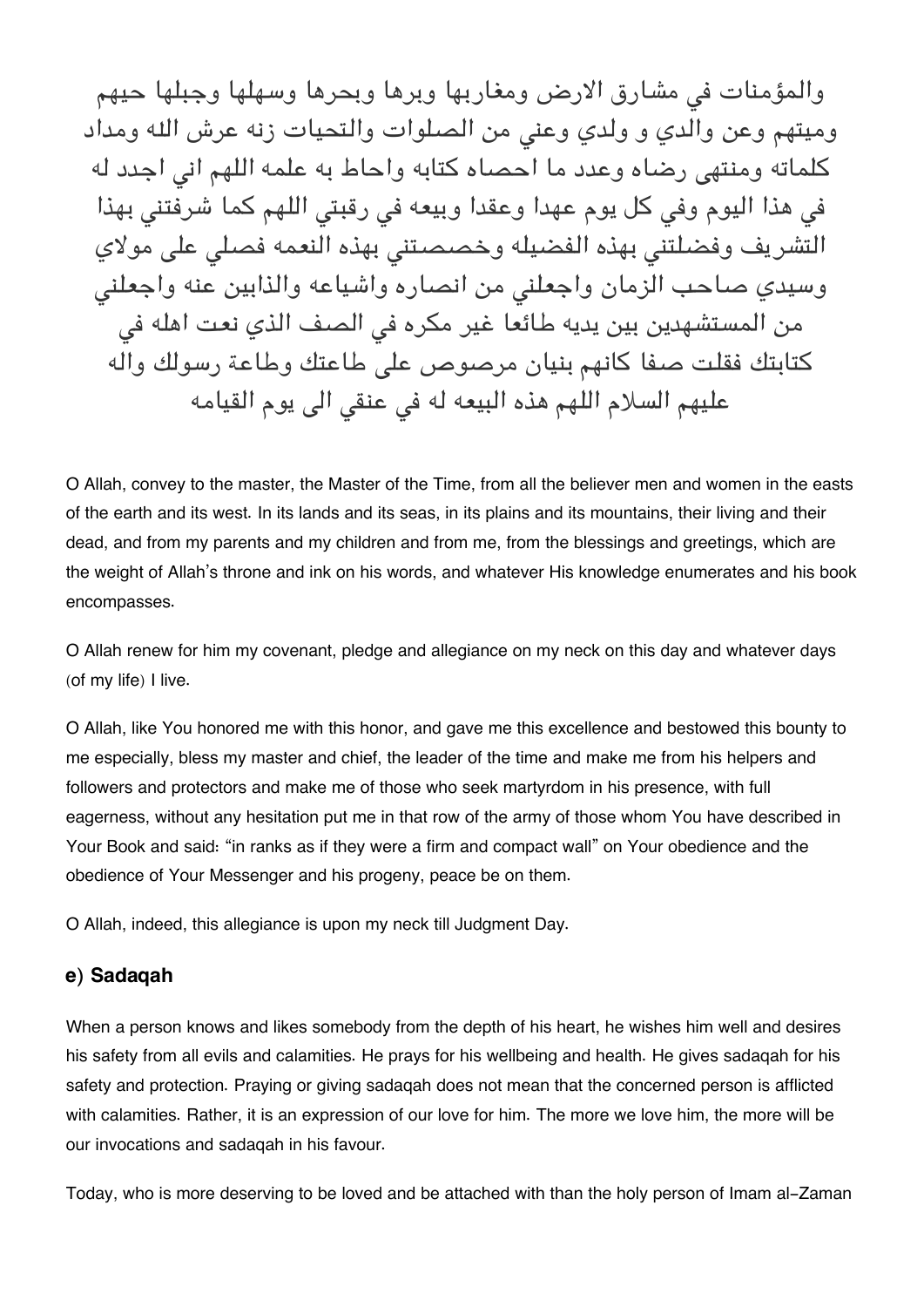والمؤمنات في مشارق الارض ومغاربها وبرها وبحرها وسهلها وجبلها حيهم وميتهم وعن والدي و ولدي وعني من الصلوات والتحيات زنه عرش الله ومداد كلماته ومنتهى رضاه وعدد ما احصاه كتابه واحاط به علمه اللهم اني اجدد له في هذا اليوم وفي كل يوم عهدا وعقدا وبيعه في رقبتي اللهم كما شرفتني بهذا التشريف وفضلتني بهذه الفضيله وخصصتني بهذه النعمه فصلي على مولاي وسيدي صاحب الزمان واجعلني من انصاره واشياعه والذابين عنه واجعلني من المستشهدين بين يديه طائعا غير مكره في الصف الذي نعت اهله في كتابتك فقلت صفا كانهم بنيان مرصوص على طاعتك وطاعة رسولك واله عليهم السلام اللهم هذه البيعه له في عنقي الى يوم القيامه

O Allah, convey to the master, the Master of the Time, from all the believer men and women in the easts of the earth and its west. In its lands and its seas, in its plains and its mountains, their living and their dead, and from my parents and my children and from me, from the blessings and greetings, which are the weight of Allah's throne and ink on his words, and whatever His knowledge enumerates and his book encompasses.

O Allah renew for him my covenant, pledge and allegiance on my neck on this day and whatever days (of my life) I live.

O Allah, like You honored me with this honor, and gave me this excellence and bestowed this bounty to me especially, bless my master and chief, the leader of the time and make me from his helpers and followers and protectors and make me of those who seek martyrdom in his presence, with full eagerness, without any hesitation put me in that row of the army of those whom You have described in Your Book and said: "in ranks as if they were a firm and compact wall" on Your obedience and the obedience of Your Messenger and his progeny, peace be on them.

O Allah, indeed, this allegiance is upon my neck till Judgment Day.

### e) Sadaqah

When a person knows and likes somebody from the depth of his heart, he wishes him well and desires his safety from all evils and calamities. He prays for his wellbeing and health. He gives sadaqah for his safety and protection. Praying or giving sadaqah does not mean that the concerned person is afflicted with calamities. Rather, it is an expression of our love for him. The more we love him, the more will be our invocations and sadaqah in his favour.

Today, who is more deserving to be loved and be attached with than the holy person of Imam al-Zaman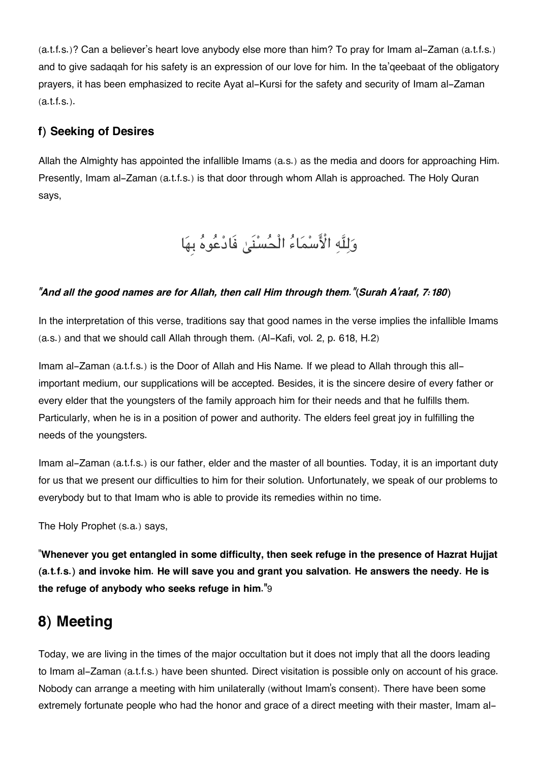(a.t.f.s.)? Can a believer's heart love anybody else more than him? To pray for Imam al-Zaman (a.t.f.s.) and to give sadaqah for his safety is an expression of our love for him. In the ta'qeebaat of the obligatory prayers, it has been emphasized to recite Ayat al-Kursi for the safety and security of Imam al-Zaman (a.t.f.s.).

### f) Seeking of Desires

Allah the Almighty has appointed the infallible Imams (a.s.) as the media and doors for approaching Him. Presently, Imam al-Zaman (a.t.f.s.) is that door through whom Allah is approached. The Holy Quran says,

وَلِلَّهِ الْأَسْمَاءُ الْحُسْنَىٰ فَادْعُوهُ بِهَا

***"And all the good names are for Allah, then call Him through them."*(*Surah A'raaf, 7:180*)**

In the interpretation of this verse, traditions say that good names in the verse implies the infallible Imams (a.s.) and that we should call Allah through them. (Al-Kafi, vol. 2, p. 618, H.2)

Imam al-Zaman (a.t.f.s.) is the Door of Allah and His Name. If we plead to Allah through this all-important medium, our supplications will be accepted. Besides, it is the sincere desire of every father or every elder that the youngsters of the family approach him for their needs and that he fulfills them. Particularly, when he is in a position of power and authority. The elders feel great joy in fulfilling the needs of the youngsters.

Imam al-Zaman (a.t.f.s.) is our father, elder and the master of all bounties. Today, it is an important duty for us that we present our difficulties to him for their solution. Unfortunately, we speak of our problems to everybody but to that Imam who is able to provide its remedies within no time.

The Holy Prophet (s.a.) says,

"**Whenever you get entangled in some difficulty, then seek refuge in the presence of Hazrat Hujjat (a.t.f.s.) and invoke him. He will save you and grant you salvation. He answers the needy. He is the refuge of anybody who seeks refuge in him.**"9

## 8) Meeting

Today, we are living in the times of the major occultation but it does not imply that all the doors leading to Imam al-Zaman (a.t.f.s.) have been shunted. Direct visitation is possible only on account of his grace. Nobody can arrange a meeting with him unilaterally (without Imam's consent). There have been some extremely fortunate people who had the honor and grace of a direct meeting with their master, Imam al-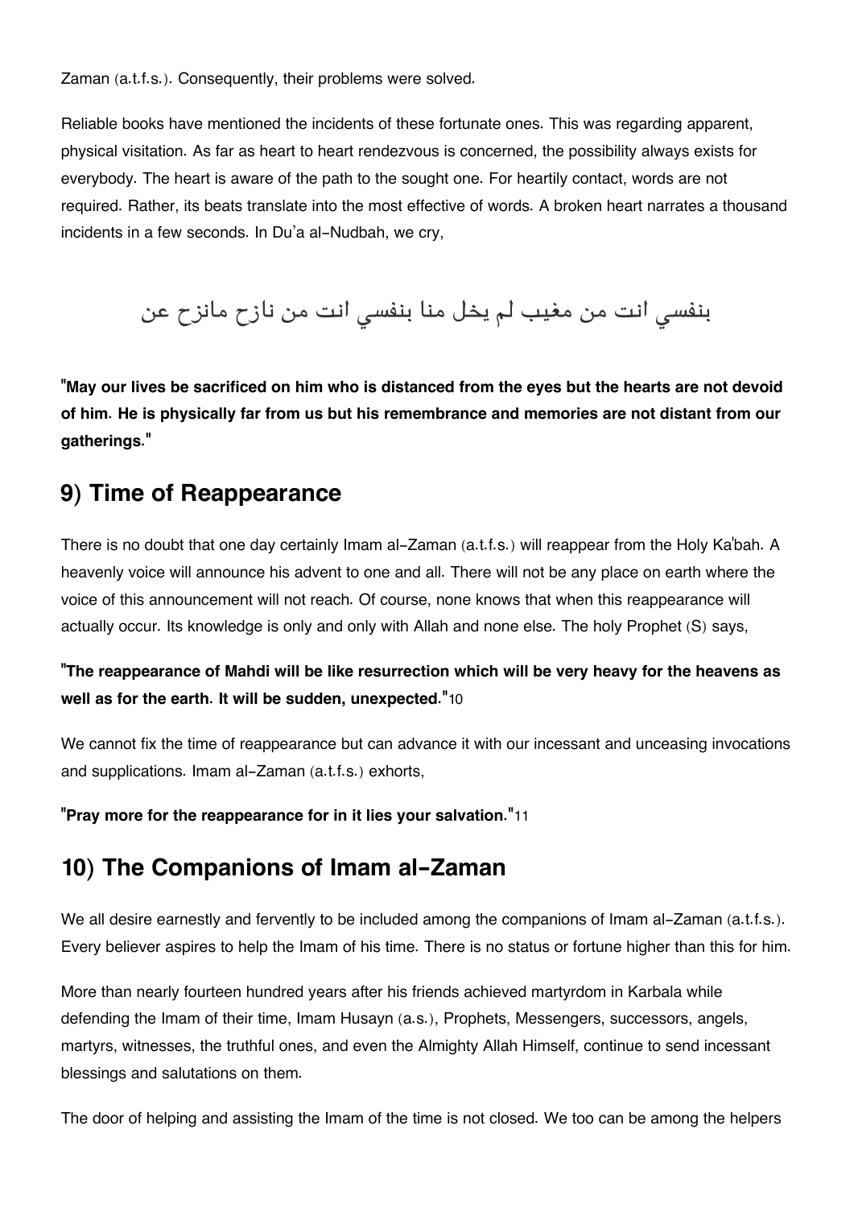Zaman (a.t.f.s.). Consequently, their problems were solved.

Reliable books have mentioned the incidents of these fortunate ones. This was regarding apparent, physical visitation. As far as heart to heart rendezvous is concerned, the possibility always exists for everybody. The heart is aware of the path to the sought one. For heartily contact, words are not required. Rather, its beats translate into the most effective of words. A broken heart narrates a thousand incidents in a few seconds. In Du'a al-Nudbah, we cry,

بنفسي انت من مغيب لم يخل منا بنفسي انت من نازح مانزح عن

**"May our lives be sacrificed on him who is distanced from the eyes but the hearts are not devoid of him. He is physically far from us but his remembrance and memories are not distant from our gatherings."**

## 9) Time of Reappearance

There is no doubt that one day certainly Imam al-Zaman (a.t.f.s.) will reappear from the Holy Ka'bah. A heavenly voice will announce his advent to one and all. There will not be any place on earth where the voice of this announcement will not reach. Of course, none knows that when this reappearance will actually occur. Its knowledge is only and only with Allah and none else. The holy Prophet (S) says,

**"The reappearance of Mahdi will be like resurrection which will be very heavy for the heavens as well as for the earth. It will be sudden, unexpected."**[10]

We cannot fix the time of reappearance but can advance it with our incessant and unceasing invocations and supplications. Imam al-Zaman (a.t.f.s.) exhorts,

**"Pray more for the reappearance for in it lies your salvation."**[11]

## 10) The Companions of Imam al-Zaman

We all desire earnestly and fervently to be included among the companions of Imam al-Zaman (a.t.f.s.). Every believer aspires to help the Imam of his time. There is no status or fortune higher than this for him.

More than nearly fourteen hundred years after his friends achieved martyrdom in Karbala while defending the Imam of their time, Imam Husayn (a.s.), Prophets, Messengers, successors, angels, martyrs, witnesses, the truthful ones, and even the Almighty Allah Himself, continue to send incessant blessings and salutations on them.

The door of helping and assisting the Imam of the time is not closed. We too can be among the helpers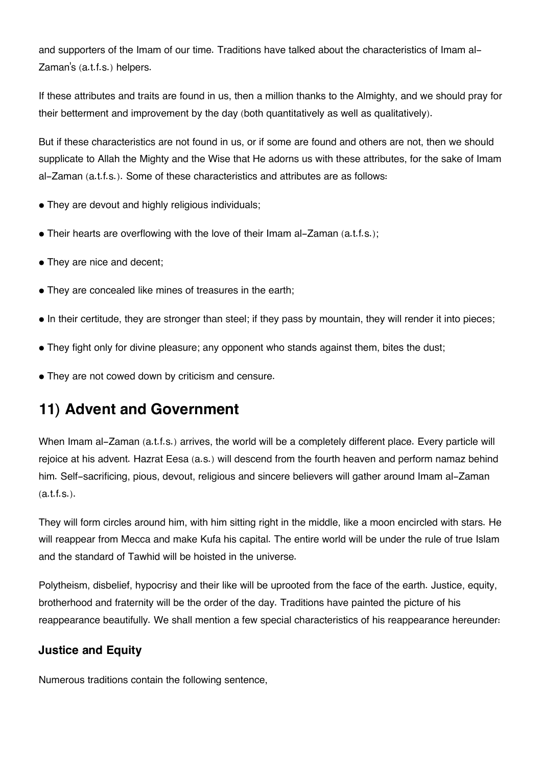and supporters of the Imam of our time. Traditions have talked about the characteristics of Imam al-Zaman's (a.t.f.s.) helpers.

If these attributes and traits are found in us, then a million thanks to the Almighty, and we should pray for their betterment and improvement by the day (both quantitatively as well as qualitatively).

But if these characteristics are not found in us, or if some are found and others are not, then we should supplicate to Allah the Mighty and the Wise that He adorns us with these attributes, for the sake of Imam al-Zaman (a.t.f.s.). Some of these characteristics and attributes are as follows:

- They are devout and highly religious individuals;
- Their hearts are overflowing with the love of their Imam al-Zaman (a.t.f.s.);
- They are nice and decent;
- They are concealed like mines of treasures in the earth;
- In their certitude, they are stronger than steel; if they pass by mountain, they will render it into pieces;
- They fight only for divine pleasure; any opponent who stands against them, bites the dust;
- They are not cowed down by criticism and censure.

## 11) Advent and Government

When Imam al-Zaman (a.t.f.s.) arrives, the world will be a completely different place. Every particle will rejoice at his advent. Hazrat Eesa (a.s.) will descend from the fourth heaven and perform namaz behind him. Self-sacrificing, pious, devout, religious and sincere believers will gather around Imam al-Zaman (a.t.f.s.).

They will form circles around him, with him sitting right in the middle, like a moon encircled with stars. He will reappear from Mecca and make Kufa his capital. The entire world will be under the rule of true Islam and the standard of Tawhid will be hoisted in the universe.

Polytheism, disbelief, hypocrisy and their like will be uprooted from the face of the earth. Justice, equity, brotherhood and fraternity will be the order of the day. Traditions have painted the picture of his reappearance beautifully. We shall mention a few special characteristics of his reappearance hereunder:

### Justice and Equity

Numerous traditions contain the following sentence,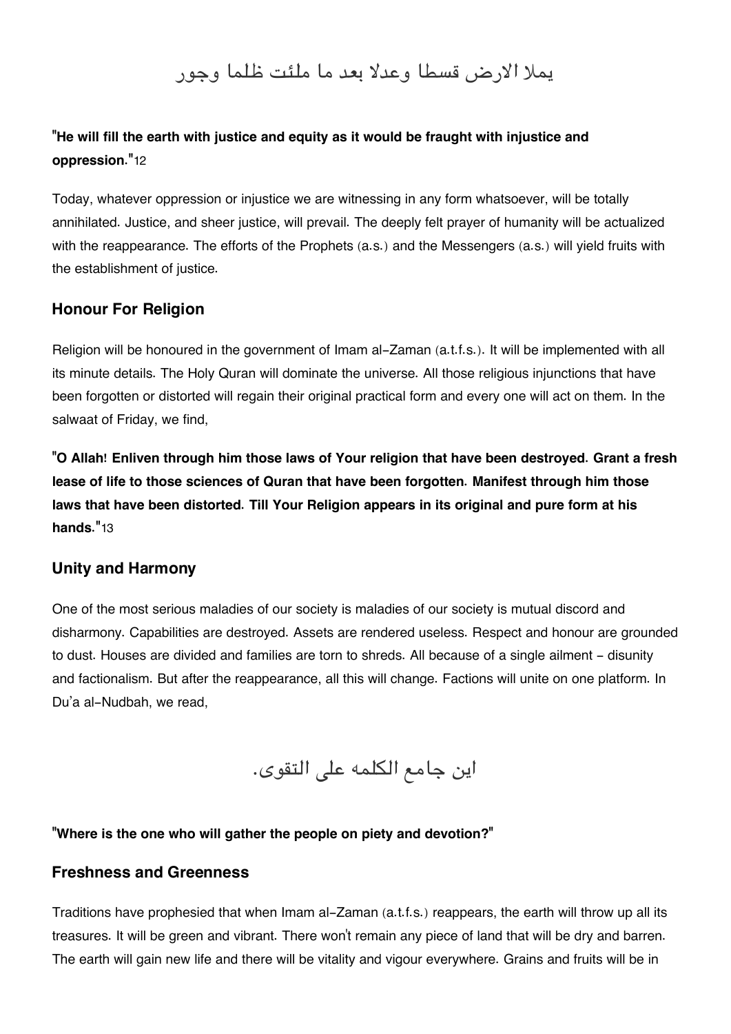يملا الارض قسطا وعدلا بعد ما ملئت ظلما وجور

**"He will fill the earth with justice and equity as it would be fraught with injustice and oppression."**12

Today, whatever oppression or injustice we are witnessing in any form whatsoever, will be totally annihilated. Justice, and sheer justice, will prevail. The deeply felt prayer of humanity will be actualized with the reappearance. The efforts of the Prophets (a.s.) and the Messengers (a.s.) will yield fruits with the establishment of justice.

### Honour For Religion

Religion will be honoured in the government of Imam al-Zaman (a.t.f.s.). It will be implemented with all its minute details. The Holy Quran will dominate the universe. All those religious injunctions that have been forgotten or distorted will regain their original practical form and every one will act on them. In the salwaat of Friday, we find,

**"O Allah! Enliven through him those laws of Your religion that have been destroyed. Grant a fresh lease of life to those sciences of Quran that have been forgotten. Manifest through him those laws that have been distorted. Till Your Religion appears in its original and pure form at his hands."**13

### Unity and Harmony

One of the most serious maladies of our society is maladies of our society is mutual discord and disharmony. Capabilities are destroyed. Assets are rendered useless. Respect and honour are grounded to dust. Houses are divided and families are torn to shreds. All because of a single ailment - disunity and factionalism. But after the reappearance, all this will change. Factions will unite on one platform. In Du'a al-Nudbah, we read,

اين جامع الكلمه على التقوى.

**"Where is the one who will gather the people on piety and devotion?"**

### Freshness and Greenness

Traditions have prophesied that when Imam al-Zaman (a.t.f.s.) reappears, the earth will throw up all its treasures. It will be green and vibrant. There won't remain any piece of land that will be dry and barren. The earth will gain new life and there will be vitality and vigour everywhere. Grains and fruits will be in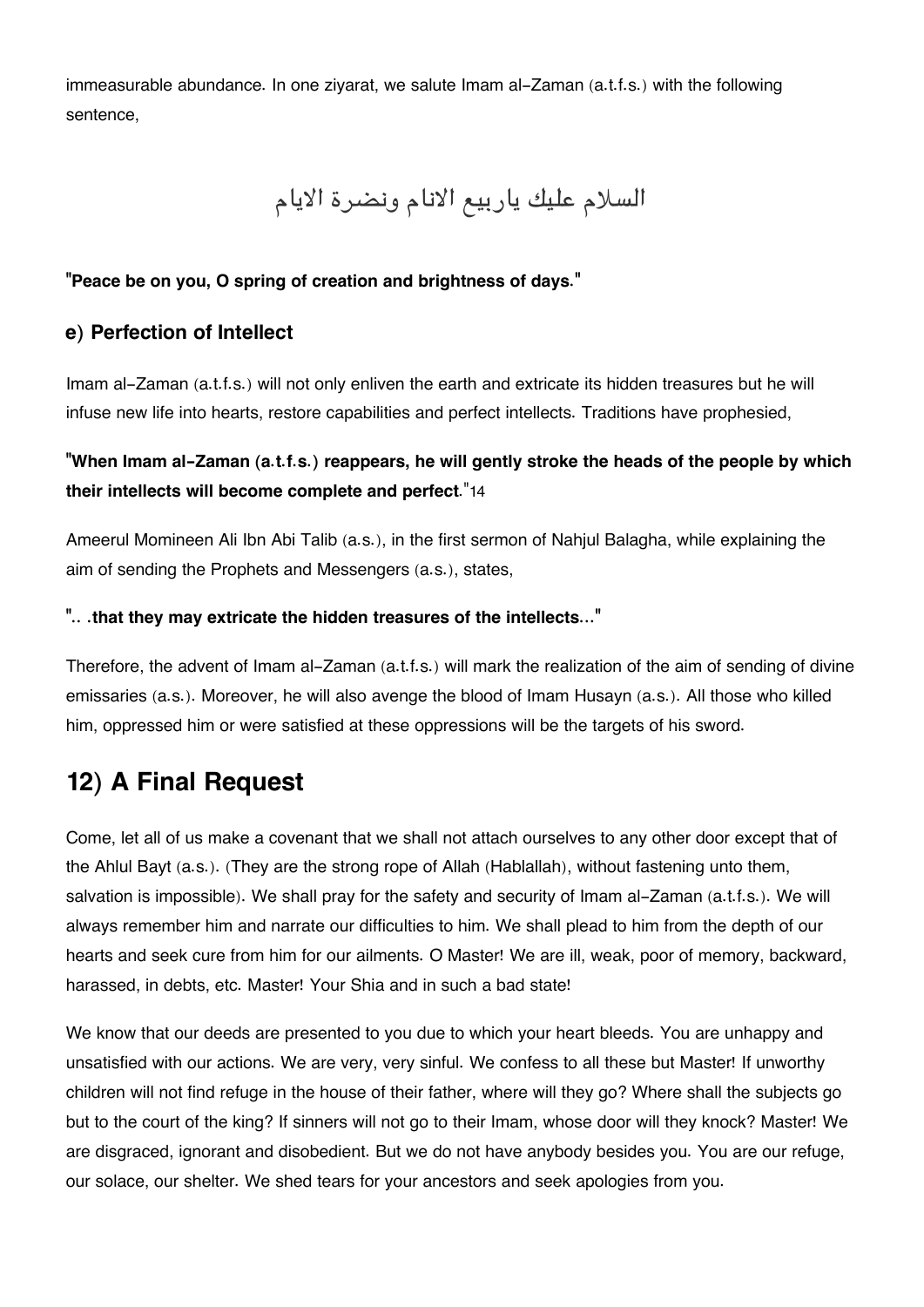immeasurable abundance. In one ziyarat, we salute Imam al-Zaman (a.t.f.s.) with the following sentence,

السلام عليك ياربيع الانام ونضرة الايام

**"Peace be on you, O spring of creation and brightness of days."**

### e) Perfection of Intellect

Imam al-Zaman (a.t.f.s.) will not only enliven the earth and extricate its hidden treasures but he will infuse new life into hearts, restore capabilities and perfect intellects. Traditions have prophesied,

**"When Imam al-Zaman (a.t.f.s.) reappears, he will gently stroke the heads of the people by which their intellects will become complete and perfect."**[14]

Ameerul Momineen Ali Ibn Abi Talib (a.s.), in the first sermon of Nahjul Balagha, while explaining the aim of sending the Prophets and Messengers (a.s.), states,

**".. .that they may extricate the hidden treasures of the intellects..."**

Therefore, the advent of Imam al-Zaman (a.t.f.s.) will mark the realization of the aim of sending of divine emissaries (a.s.). Moreover, he will also avenge the blood of Imam Husayn (a.s.). All those who killed him, oppressed him or were satisfied at these oppressions will be the targets of his sword.

## 12) A Final Request

Come, let all of us make a covenant that we shall not attach ourselves to any other door except that of the Ahlul Bayt (a.s.). (They are the strong rope of Allah (Hablallah), without fastening unto them, salvation is impossible). We shall pray for the safety and security of Imam al-Zaman (a.t.f.s.). We will always remember him and narrate our difficulties to him. We shall plead to him from the depth of our hearts and seek cure from him for our ailments. O Master! We are ill, weak, poor of memory, backward, harassed, in debts, etc. Master! Your Shia and in such a bad state!

We know that our deeds are presented to you due to which your heart bleeds. You are unhappy and unsatisfied with our actions. We are very, very sinful. We confess to all these but Master! If unworthy children will not find refuge in the house of their father, where will they go? Where shall the subjects go but to the court of the king? If sinners will not go to their Imam, whose door will they knock? Master! We are disgraced, ignorant and disobedient. But we do not have anybody besides you. You are our refuge, our solace, our shelter. We shed tears for your ancestors and seek apologies from you.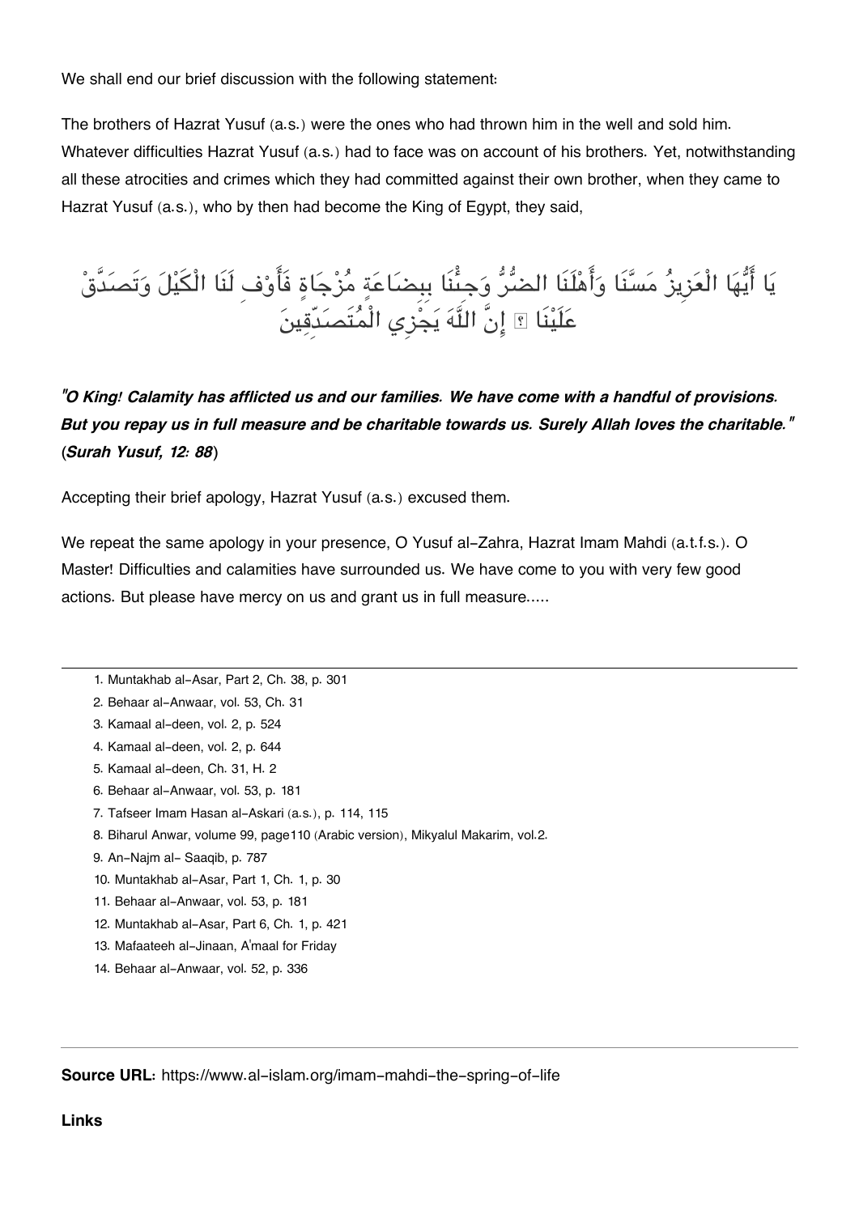We shall end our brief discussion with the following statement:

The brothers of Hazrat Yusuf (a.s.) were the ones who had thrown him in the well and sold him. Whatever difficulties Hazrat Yusuf (a.s.) had to face was on account of his brothers. Yet, notwithstanding all these atrocities and crimes which they had committed against their own brother, when they came to Hazrat Yusuf (a.s.), who by then had become the King of Egypt, they said,

يَا أَيُّهَا الْعَزِيزُ مَسَّنَا وَأَهْلَنَا الضُّرُّ وَجِئْنَا بِبِضَاعَةٍ مُزْجَاةٍ فَأَوْفِ لَنَا الْكَيْلَ وَتَصَدَّقْ عَلَيْنَا ۖ إِنَّ اللَّهَ يَجْزِي الْمُتَصَدِّقِينَ

***"O King! Calamity has afflicted us and our families. We have come with a handful of provisions. But you repay us in full measure and be charitable towards us. Surely Allah loves the charitable." (Surah Yusuf, 12: 88)***

Accepting their brief apology, Hazrat Yusuf (a.s.) excused them.

We repeat the same apology in your presence, O Yusuf al-Zahra, Hazrat Imam Mahdi (a.t.f.s.). O Master! Difficulties and calamities have surrounded us. We have come to you with very few good actions. But please have mercy on us and grant us in full measure.....

---

1. Muntakhab al-Asar, Part 2, Ch. 38, p. 301
2. Behaar al-Anwaar, vol. 53, Ch. 31
3. Kamaal al-deen, vol. 2, p. 524
4. Kamaal al-deen, vol. 2, p. 644
5. Kamaal al-deen, Ch. 31, H. 2
6. Behaar al-Anwaar, vol. 53, p. 181
7. Tafseer Imam Hasan al-Askari (a.s.), p. 114, 115
8. Biharul Anwar, volume 99, page110 (Arabic version), Mikyalul Makarim, vol.2.
9. An-Najm al- Saaqib, p. 787
10. Muntakhab al-Asar, Part 1, Ch. 1, p. 30
11. Behaar al-Anwaar, vol. 53, p. 181
12. Muntakhab al-Asar, Part 6, Ch. 1, p. 421
13. Mafaateeh al-Jinaan, A'maal for Friday
14. Behaar al-Anwaar, vol. 52, p. 336

---

**Source URL:** https://www.al-islam.org/imam-mahdi-the-spring-of-life

**Links**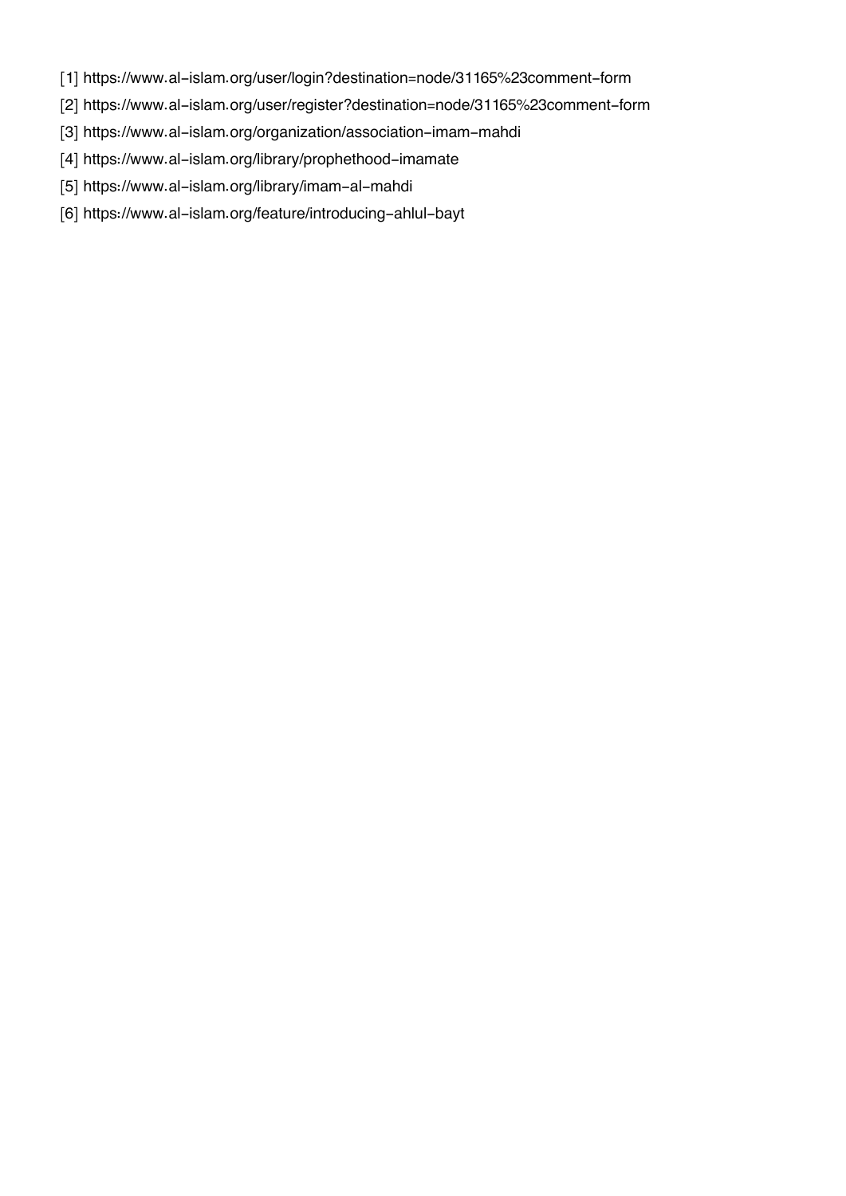[1] https://www.al-islam.org/user/login?destination=node/31165%23comment-form

[2] https://www.al-islam.org/user/register?destination=node/31165%23comment-form

[3] https://www.al-islam.org/organization/association-imam-mahdi

[4] https://www.al-islam.org/library/prophethood-imamate

[5] https://www.al-islam.org/library/imam-al-mahdi

[6] https://www.al-islam.org/feature/introducing-ahlul-bayt